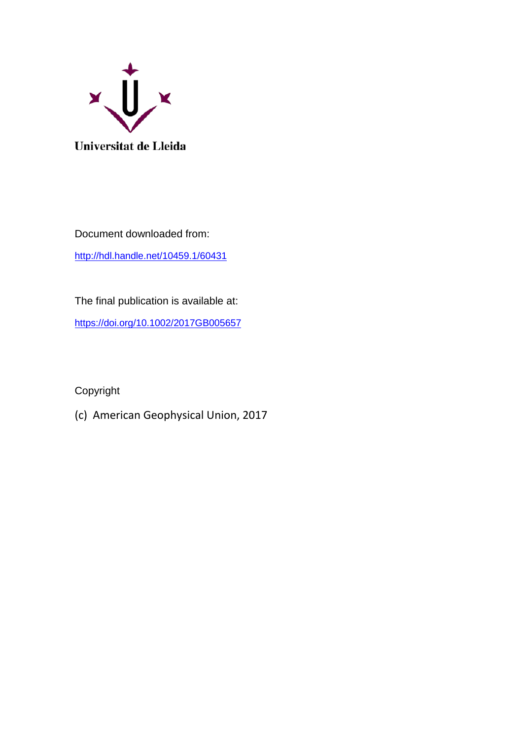Universitat de Lleida

Document downloaded from:

http://hdl.handle.net/10459.1/60431

The final publication is available at:

https://doi.org/10.1002/2017GB005657

Copyright

(c) American Geophysical Union, 2017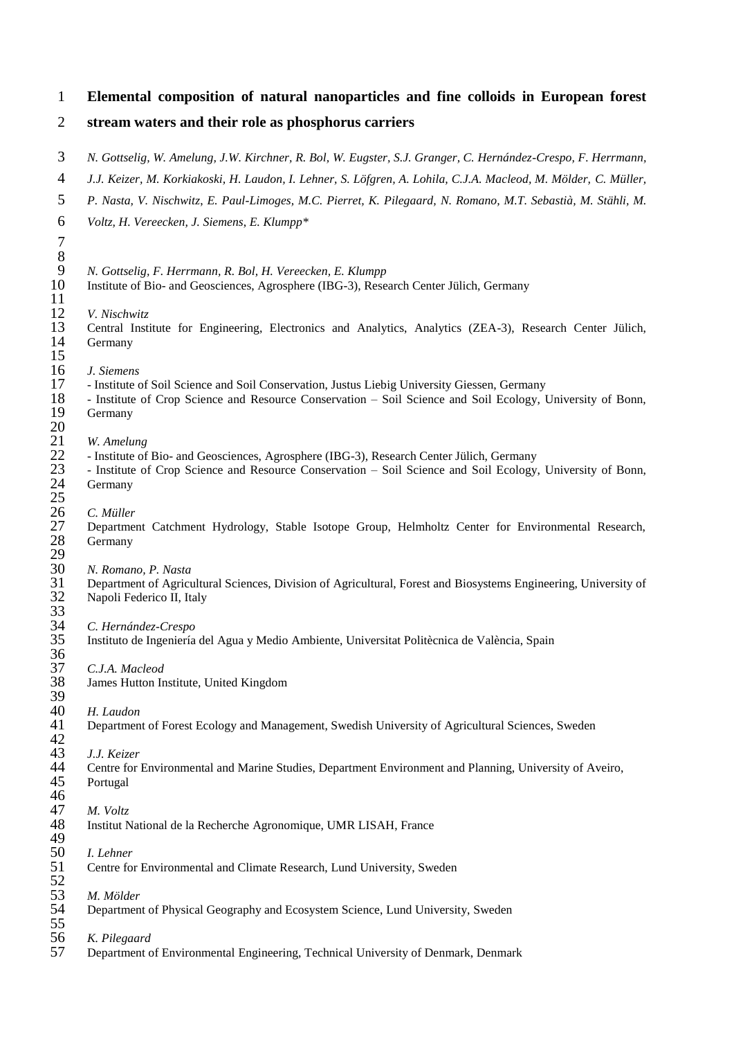# Elemental composition of natural nanoparticles and fine colloids in European forest stream waters and their role as phosphorus carriers

*N. Gottselig, W. Amelung, J.W. Kirchner, R. Bol, W. Eugster, S.J. Granger, C. Hernández-Crespo, F. Herrmann, J.J. Keizer, M. Korkiakoski, H. Laudon, I. Lehner, S. Löfgren, A. Lohila, C.J.A. Macleod, M. Mölder, C. Müller, P. Nasta, V. Nischwitz, E. Paul-Limoges, M.C. Pierret, K. Pilegaard, N. Romano, M.T. Sebastià, M. Stähli, M. Voltz, H. Vereecken, J. Siemens, E. Klumpp\**

*N. Gottselig, F. Herrmann, R. Bol, H. Vereecken, E. Klumpp*
Institute of Bio- and Geosciences, Agrosphere (IBG-3), Research Center Jülich, Germany

*V. Nischwitz*
Central Institute for Engineering, Electronics and Analytics, Analytics (ZEA-3), Research Center Jülich, Germany

*J. Siemens*
- Institute of Soil Science and Soil Conservation, Justus Liebig University Giessen, Germany
- Institute of Crop Science and Resource Conservation – Soil Science and Soil Ecology, University of Bonn, Germany

*W. Amelung*
- Institute of Bio- and Geosciences, Agrosphere (IBG-3), Research Center Jülich, Germany
- Institute of Crop Science and Resource Conservation – Soil Science and Soil Ecology, University of Bonn, Germany

*C. Müller*
Department Catchment Hydrology, Stable Isotope Group, Helmholtz Center for Environmental Research, Germany

*N. Romano, P. Nasta*
Department of Agricultural Sciences, Division of Agricultural, Forest and Biosystems Engineering, University of Napoli Federico II, Italy

*C. Hernández-Crespo*
Instituto de Ingeniería del Agua y Medio Ambiente, Universitat Politècnica de València, Spain

*C.J.A. Macleod*
James Hutton Institute, United Kingdom

*H. Laudon*
Department of Forest Ecology and Management, Swedish University of Agricultural Sciences, Sweden

*J.J. Keizer*
Centre for Environmental and Marine Studies, Department Environment and Planning, University of Aveiro, Portugal

*M. Voltz*
Institut National de la Recherche Agronomique, UMR LISAH, France

*I. Lehner*
Centre for Environmental and Climate Research, Lund University, Sweden

*M. Mölder*
Department of Physical Geography and Ecosystem Science, Lund University, Sweden

*K. Pilegaard*
Department of Environmental Engineering, Technical University of Denmark, Denmark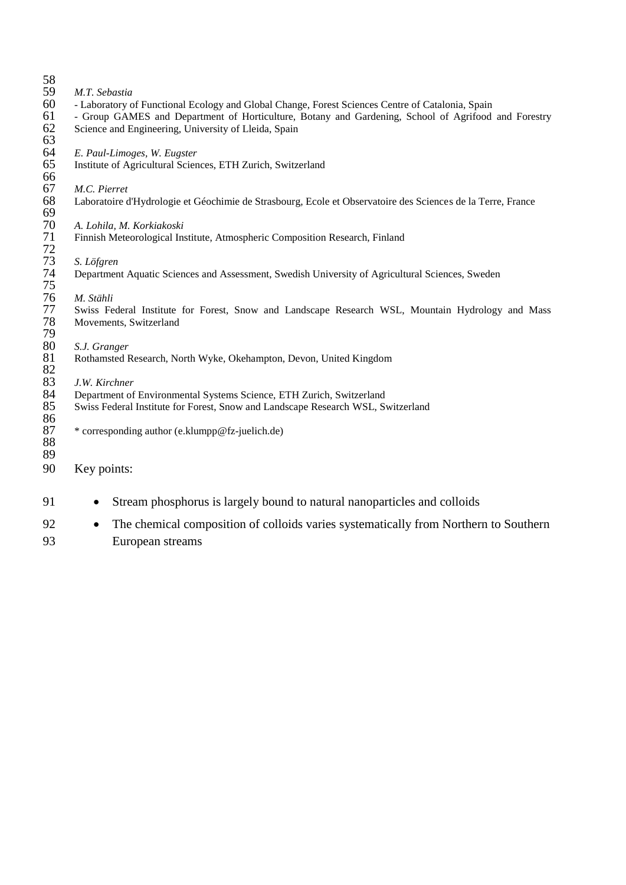*M.T. Sebastia*
- Laboratory of Functional Ecology and Global Change, Forest Sciences Centre of Catalonia, Spain
- Group GAMES and Department of Horticulture, Botany and Gardening, School of Agrifood and Forestry Science and Engineering, University of Lleida, Spain

*E. Paul-Limoges, W. Eugster*
Institute of Agricultural Sciences, ETH Zurich, Switzerland

*M.C. Pierret*
Laboratoire d'Hydrologie et Géochimie de Strasbourg, Ecole et Observatoire des Sciences de la Terre, France

*A. Lohila, M. Korkiakoski*
Finnish Meteorological Institute, Atmospheric Composition Research, Finland

*S. Löfgren*
Department Aquatic Sciences and Assessment, Swedish University of Agricultural Sciences, Sweden

*M. Stähli*
Swiss Federal Institute for Forest, Snow and Landscape Research WSL, Mountain Hydrology and Mass Movements, Switzerland

*S.J. Granger*
Rothamsted Research, North Wyke, Okehampton, Devon, United Kingdom

*J.W. Kirchner*
Department of Environmental Systems Science, ETH Zurich, Switzerland
Swiss Federal Institute for Forest, Snow and Landscape Research WSL, Switzerland

* corresponding author (e.klumpp@fz-juelich.de)

Key points:

- Stream phosphorus is largely bound to natural nanoparticles and colloids
- The chemical composition of colloids varies systematically from Northern to Southern European streams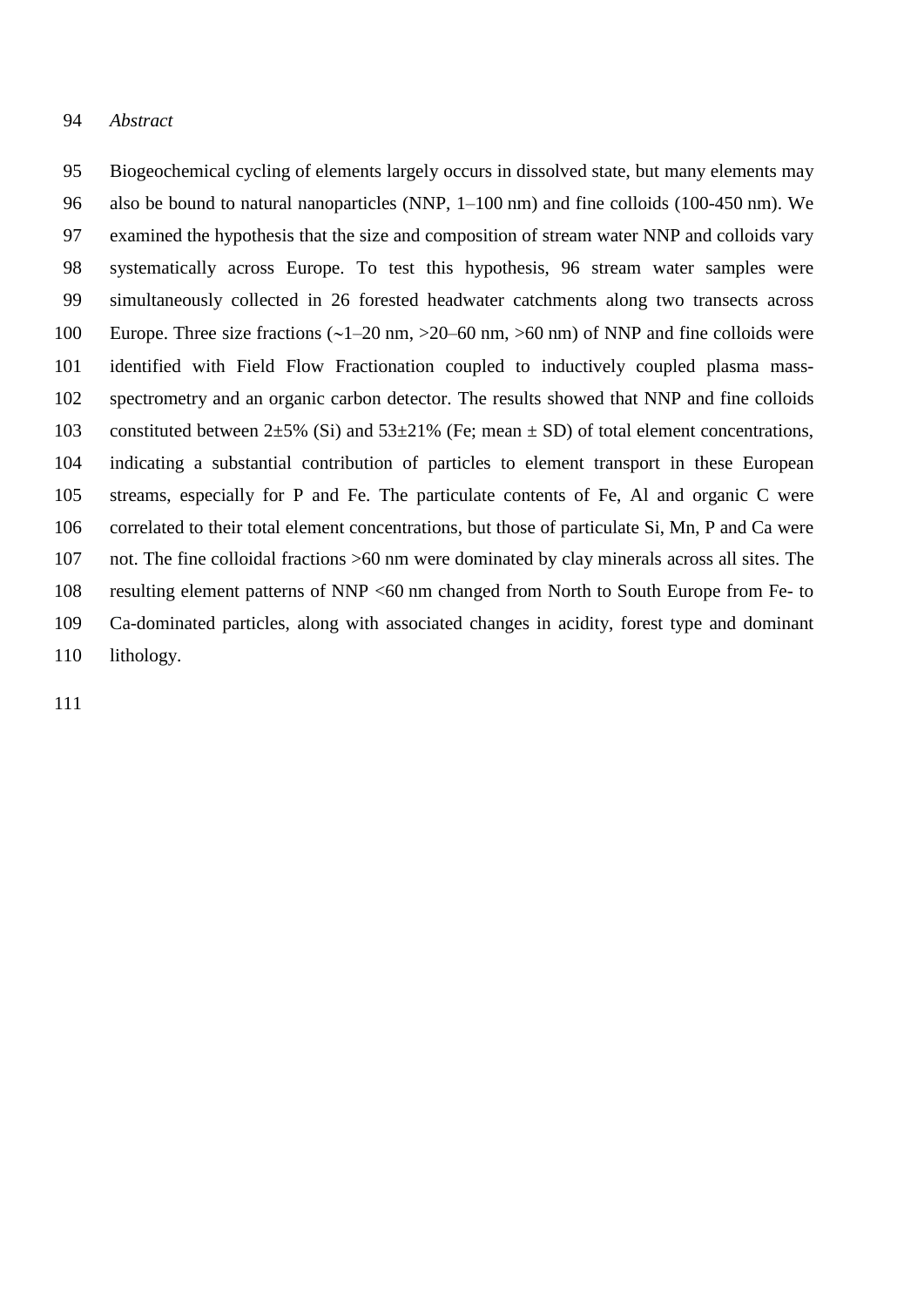*Abstract*

Biogeochemical cycling of elements largely occurs in dissolved state, but many elements may also be bound to natural nanoparticles (NNP, 1–100 nm) and fine colloids (100-450 nm). We examined the hypothesis that the size and composition of stream water NNP and colloids vary systematically across Europe. To test this hypothesis, 96 stream water samples were simultaneously collected in 26 forested headwater catchments along two transects across Europe. Three size fractions (~1–20 nm, >20–60 nm, >60 nm) of NNP and fine colloids were identified with Field Flow Fractionation coupled to inductively coupled plasma mass-spectrometry and an organic carbon detector. The results showed that NNP and fine colloids constituted between 2±5% (Si) and 53±21% (Fe; mean ± SD) of total element concentrations, indicating a substantial contribution of particles to element transport in these European streams, especially for P and Fe. The particulate contents of Fe, Al and organic C were correlated to their total element concentrations, but those of particulate Si, Mn, P and Ca were not. The fine colloidal fractions >60 nm were dominated by clay minerals across all sites. The resulting element patterns of NNP <60 nm changed from North to South Europe from Fe- to Ca-dominated particles, along with associated changes in acidity, forest type and dominant lithology.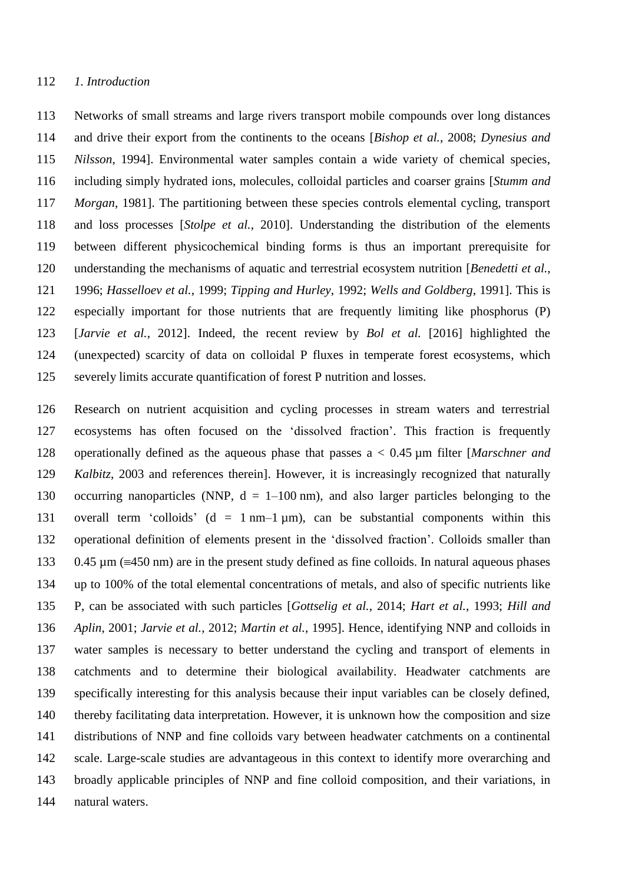## *1. Introduction*

Networks of small streams and large rivers transport mobile compounds over long distances and drive their export from the continents to the oceans [*Bishop et al.*, 2008; *Dynesius and Nilsson*, 1994]. Environmental water samples contain a wide variety of chemical species, including simply hydrated ions, molecules, colloidal particles and coarser grains [*Stumm and Morgan*, 1981]. The partitioning between these species controls elemental cycling, transport and loss processes [*Stolpe et al.*, 2010]. Understanding the distribution of the elements between different physicochemical binding forms is thus an important prerequisite for understanding the mechanisms of aquatic and terrestrial ecosystem nutrition [*Benedetti et al.*, 1996; *Hasselloev et al.*, 1999; *Tipping and Hurley*, 1992; *Wells and Goldberg*, 1991]. This is especially important for those nutrients that are frequently limiting like phosphorus (P) [*Jarvie et al.*, 2012]. Indeed, the recent review by *Bol et al.* [2016] highlighted the (unexpected) scarcity of data on colloidal P fluxes in temperate forest ecosystems, which severely limits accurate quantification of forest P nutrition and losses.

Research on nutrient acquisition and cycling processes in stream waters and terrestrial ecosystems has often focused on the 'dissolved fraction'. This fraction is frequently operationally defined as the aqueous phase that passes a < 0.45 µm filter [*Marschner and Kalbitz*, 2003 and references therein]. However, it is increasingly recognized that naturally occurring nanoparticles (NNP, d = 1–100 nm), and also larger particles belonging to the overall term 'colloids' (d = 1 nm–1 µm), can be substantial components within this operational definition of elements present in the 'dissolved fraction'. Colloids smaller than 0.45 µm (≡450 nm) are in the present study defined as fine colloids. In natural aqueous phases up to 100% of the total elemental concentrations of metals, and also of specific nutrients like P, can be associated with such particles [*Gottselig et al.*, 2014; *Hart et al.*, 1993; *Hill and Aplin*, 2001; *Jarvie et al.*, 2012; *Martin et al.*, 1995]. Hence, identifying NNP and colloids in water samples is necessary to better understand the cycling and transport of elements in catchments and to determine their biological availability. Headwater catchments are specifically interesting for this analysis because their input variables can be closely defined, thereby facilitating data interpretation. However, it is unknown how the composition and size distributions of NNP and fine colloids vary between headwater catchments on a continental scale. Large-scale studies are advantageous in this context to identify more overarching and broadly applicable principles of NNP and fine colloid composition, and their variations, in natural waters.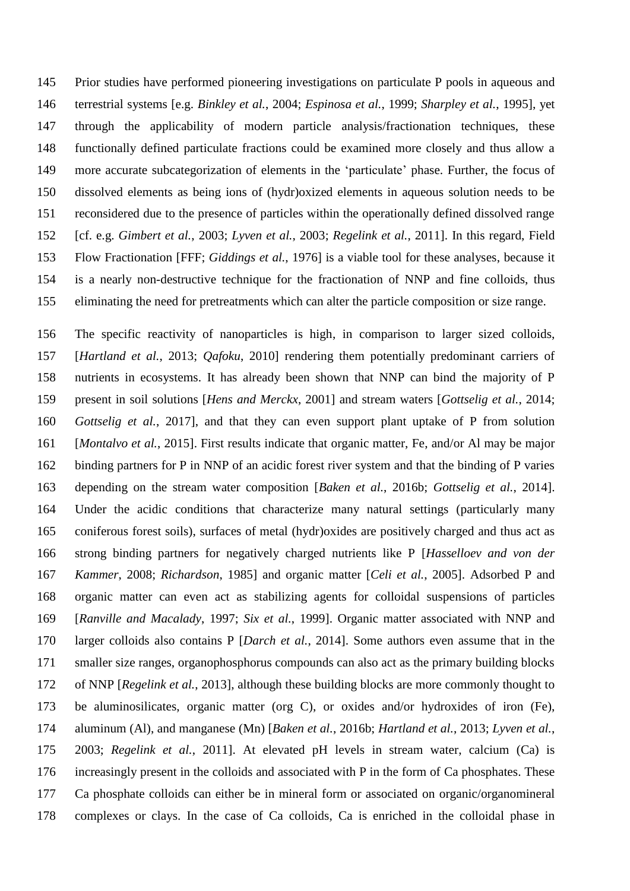Prior studies have performed pioneering investigations on particulate P pools in aqueous and terrestrial systems [e.g. *Binkley et al.*, 2004; *Espinosa et al.*, 1999; *Sharpley et al.*, 1995], yet through the applicability of modern particle analysis/fractionation techniques, these functionally defined particulate fractions could be examined more closely and thus allow a more accurate subcategorization of elements in the 'particulate' phase. Further, the focus of dissolved elements as being ions of (hydr)oxized elements in aqueous solution needs to be reconsidered due to the presence of particles within the operationally defined dissolved range [cf. e.g. *Gimbert et al.*, 2003; *Lyven et al.*, 2003; *Regelink et al.*, 2011]. In this regard, Field Flow Fractionation [FFF; *Giddings et al.*, 1976] is a viable tool for these analyses, because it is a nearly non-destructive technique for the fractionation of NNP and fine colloids, thus eliminating the need for pretreatments which can alter the particle composition or size range.

The specific reactivity of nanoparticles is high, in comparison to larger sized colloids, [*Hartland et al.*, 2013; *Qafoku*, 2010] rendering them potentially predominant carriers of nutrients in ecosystems. It has already been shown that NNP can bind the majority of P present in soil solutions [*Hens and Merckx*, 2001] and stream waters [*Gottselig et al.*, 2014; *Gottselig et al.*, 2017], and that they can even support plant uptake of P from solution [*Montalvo et al.*, 2015]. First results indicate that organic matter, Fe, and/or Al may be major binding partners for P in NNP of an acidic forest river system and that the binding of P varies depending on the stream water composition [*Baken et al.*, 2016b; *Gottselig et al.*, 2014]. Under the acidic conditions that characterize many natural settings (particularly many coniferous forest soils), surfaces of metal (hydr)oxides are positively charged and thus act as strong binding partners for negatively charged nutrients like P [*Hasselloev and von der Kammer*, 2008; *Richardson*, 1985] and organic matter [*Celi et al.*, 2005]. Adsorbed P and organic matter can even act as stabilizing agents for colloidal suspensions of particles [*Ranville and Macalady*, 1997; *Six et al.*, 1999]. Organic matter associated with NNP and larger colloids also contains P [*Darch et al.*, 2014]. Some authors even assume that in the smaller size ranges, organophosphorus compounds can also act as the primary building blocks of NNP [*Regelink et al.*, 2013], although these building blocks are more commonly thought to be aluminosilicates, organic matter (org C), or oxides and/or hydroxides of iron (Fe), aluminum (Al), and manganese (Mn) [*Baken et al.*, 2016b; *Hartland et al.*, 2013; *Lyven et al.*, 2003; *Regelink et al.*, 2011]. At elevated pH levels in stream water, calcium (Ca) is increasingly present in the colloids and associated with P in the form of Ca phosphates. These Ca phosphate colloids can either be in mineral form or associated on organic/organomineral complexes or clays. In the case of Ca colloids, Ca is enriched in the colloidal phase in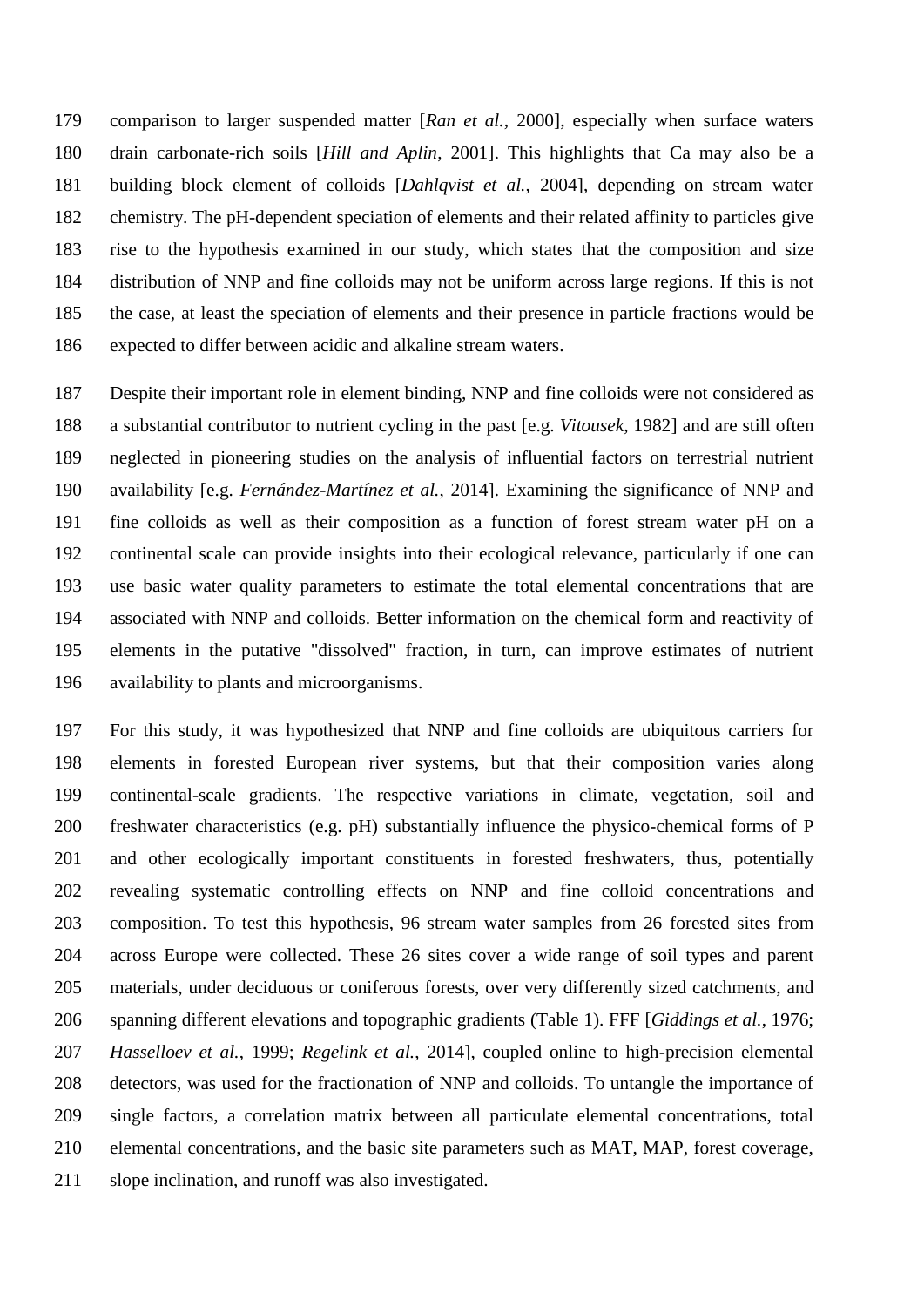comparison to larger suspended matter [*Ran et al.*, 2000], especially when surface waters drain carbonate-rich soils [*Hill and Aplin*, 2001]. This highlights that Ca may also be a building block element of colloids [*Dahlqvist et al.*, 2004], depending on stream water chemistry. The pH-dependent speciation of elements and their related affinity to particles give rise to the hypothesis examined in our study, which states that the composition and size distribution of NNP and fine colloids may not be uniform across large regions. If this is not the case, at least the speciation of elements and their presence in particle fractions would be expected to differ between acidic and alkaline stream waters.

Despite their important role in element binding, NNP and fine colloids were not considered as a substantial contributor to nutrient cycling in the past [e.g. *Vitousek*, 1982] and are still often neglected in pioneering studies on the analysis of influential factors on terrestrial nutrient availability [e.g. *Fernández-Martínez et al.*, 2014]. Examining the significance of NNP and fine colloids as well as their composition as a function of forest stream water pH on a continental scale can provide insights into their ecological relevance, particularly if one can use basic water quality parameters to estimate the total elemental concentrations that are associated with NNP and colloids. Better information on the chemical form and reactivity of elements in the putative "dissolved" fraction, in turn, can improve estimates of nutrient availability to plants and microorganisms.

For this study, it was hypothesized that NNP and fine colloids are ubiquitous carriers for elements in forested European river systems, but that their composition varies along continental-scale gradients. The respective variations in climate, vegetation, soil and freshwater characteristics (e.g. pH) substantially influence the physico-chemical forms of P and other ecologically important constituents in forested freshwaters, thus, potentially revealing systematic controlling effects on NNP and fine colloid concentrations and composition. To test this hypothesis, 96 stream water samples from 26 forested sites from across Europe were collected. These 26 sites cover a wide range of soil types and parent materials, under deciduous or coniferous forests, over very differently sized catchments, and spanning different elevations and topographic gradients (Table 1). FFF [*Giddings et al.*, 1976; *Hasselloev et al.*, 1999; *Regelink et al.*, 2014], coupled online to high-precision elemental detectors, was used for the fractionation of NNP and colloids. To untangle the importance of single factors, a correlation matrix between all particulate elemental concentrations, total elemental concentrations, and the basic site parameters such as MAT, MAP, forest coverage, slope inclination, and runoff was also investigated.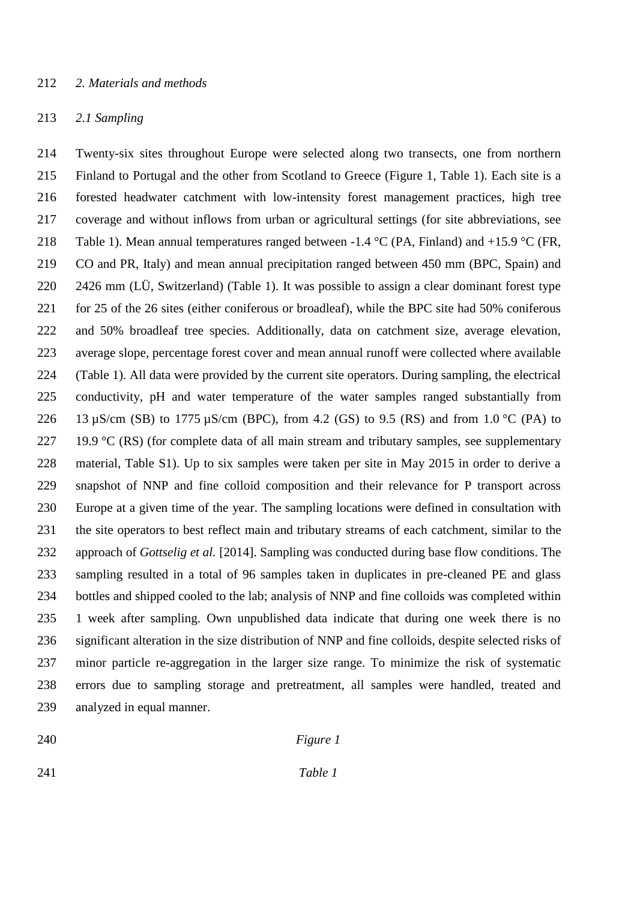## *2. Materials and methods*

### *2.1 Sampling*

Twenty-six sites throughout Europe were selected along two transects, one from northern Finland to Portugal and the other from Scotland to Greece (Figure 1, Table 1). Each site is a forested headwater catchment with low-intensity forest management practices, high tree coverage and without inflows from urban or agricultural settings (for site abbreviations, see Table 1). Mean annual temperatures ranged between -1.4 °C (PA, Finland) and +15.9 °C (FR, CO and PR, Italy) and mean annual precipitation ranged between 450 mm (BPC, Spain) and 2426 mm (LÜ, Switzerland) (Table 1). It was possible to assign a clear dominant forest type for 25 of the 26 sites (either coniferous or broadleaf), while the BPC site had 50% coniferous and 50% broadleaf tree species. Additionally, data on catchment size, average elevation, average slope, percentage forest cover and mean annual runoff were collected where available (Table 1). All data were provided by the current site operators. During sampling, the electrical conductivity, pH and water temperature of the water samples ranged substantially from 13 µS/cm (SB) to 1775 µS/cm (BPC), from 4.2 (GS) to 9.5 (RS) and from 1.0 °C (PA) to 19.9 °C (RS) (for complete data of all main stream and tributary samples, see supplementary material, Table S1). Up to six samples were taken per site in May 2015 in order to derive a snapshot of NNP and fine colloid composition and their relevance for P transport across Europe at a given time of the year. The sampling locations were defined in consultation with the site operators to best reflect main and tributary streams of each catchment, similar to the approach of *Gottselig et al.* [2014]. Sampling was conducted during base flow conditions. The sampling resulted in a total of 96 samples taken in duplicates in pre-cleaned PE and glass bottles and shipped cooled to the lab; analysis of NNP and fine colloids was completed within 1 week after sampling. Own unpublished data indicate that during one week there is no significant alteration in the size distribution of NNP and fine colloids, despite selected risks of minor particle re-aggregation in the larger size range. To minimize the risk of systematic errors due to sampling storage and pretreatment, all samples were handled, treated and analyzed in equal manner.

*Figure 1*

*Table 1*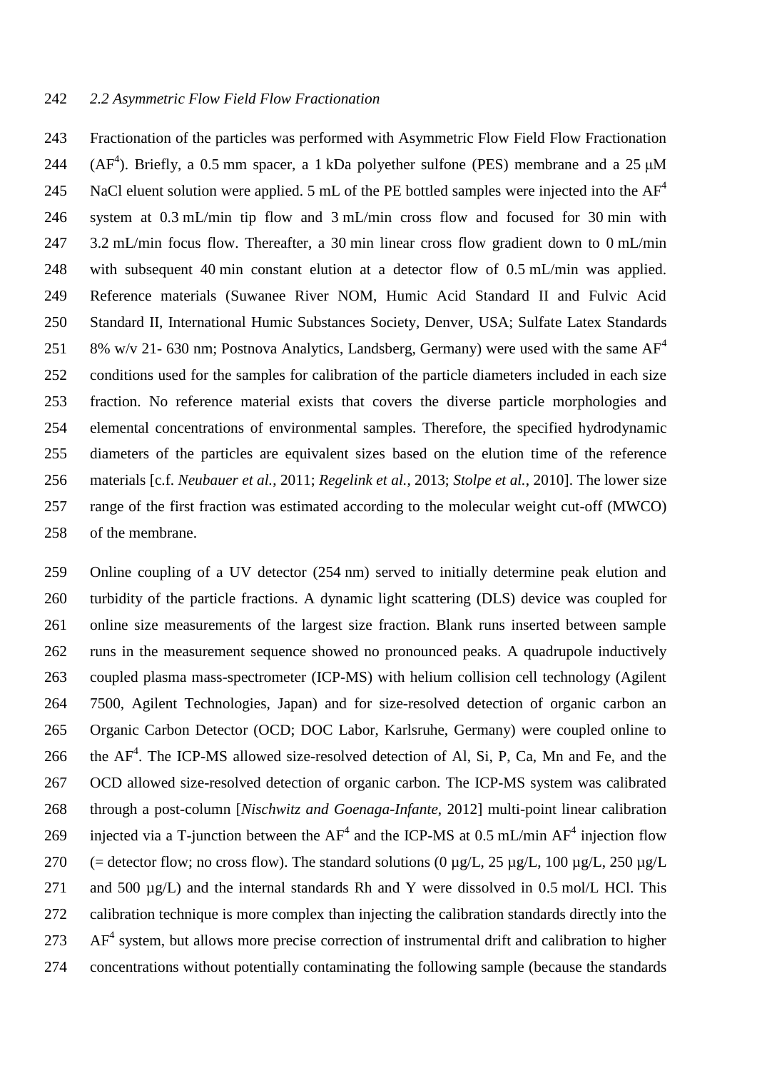### *2.2 Asymmetric Flow Field Flow Fractionation*

Fractionation of the particles was performed with Asymmetric Flow Field Flow Fractionation ($AF^4$). Briefly, a 0.5 mm spacer, a 1 kDa polyether sulfone (PES) membrane and a 25 μM NaCl eluent solution were applied. 5 mL of the PE bottled samples were injected into the $AF^4$ system at 0.3 mL/min tip flow and 3 mL/min cross flow and focused for 30 min with 3.2 mL/min focus flow. Thereafter, a 30 min linear cross flow gradient down to 0 mL/min with subsequent 40 min constant elution at a detector flow of 0.5 mL/min was applied. Reference materials (Suwanee River NOM, Humic Acid Standard II and Fulvic Acid Standard II, International Humic Substances Society, Denver, USA; Sulfate Latex Standards 8% w/v 21- 630 nm; Postnova Analytics, Landsberg, Germany) were used with the same $AF^4$ conditions used for the samples for calibration of the particle diameters included in each size fraction. No reference material exists that covers the diverse particle morphologies and elemental concentrations of environmental samples. Therefore, the specified hydrodynamic diameters of the particles are equivalent sizes based on the elution time of the reference materials [c.f. *Neubauer et al.*, 2011; *Regelink et al.*, 2013; *Stolpe et al.*, 2010]. The lower size range of the first fraction was estimated according to the molecular weight cut-off (MWCO) of the membrane.

Online coupling of a UV detector (254 nm) served to initially determine peak elution and turbidity of the particle fractions. A dynamic light scattering (DLS) device was coupled for online size measurements of the largest size fraction. Blank runs inserted between sample runs in the measurement sequence showed no pronounced peaks. A quadrupole inductively coupled plasma mass-spectrometer (ICP-MS) with helium collision cell technology (Agilent 7500, Agilent Technologies, Japan) and for size-resolved detection of organic carbon an Organic Carbon Detector (OCD; DOC Labor, Karlsruhe, Germany) were coupled online to the $AF^4$. The ICP-MS allowed size-resolved detection of Al, Si, P, Ca, Mn and Fe, and the OCD allowed size-resolved detection of organic carbon. The ICP-MS system was calibrated through a post-column [*Nischwitz and Goenaga-Infante*, 2012] multi-point linear calibration injected via a T-junction between the $AF^4$ and the ICP-MS at 0.5 mL/min $AF^4$ injection flow (= detector flow; no cross flow). The standard solutions (0 µg/L, 25 µg/L, 100 µg/L, 250 µg/L and 500 µg/L) and the internal standards Rh and Y were dissolved in 0.5 mol/L HCl. This calibration technique is more complex than injecting the calibration standards directly into the $AF^4$ system, but allows more precise correction of instrumental drift and calibration to higher concentrations without potentially contaminating the following sample (because the standards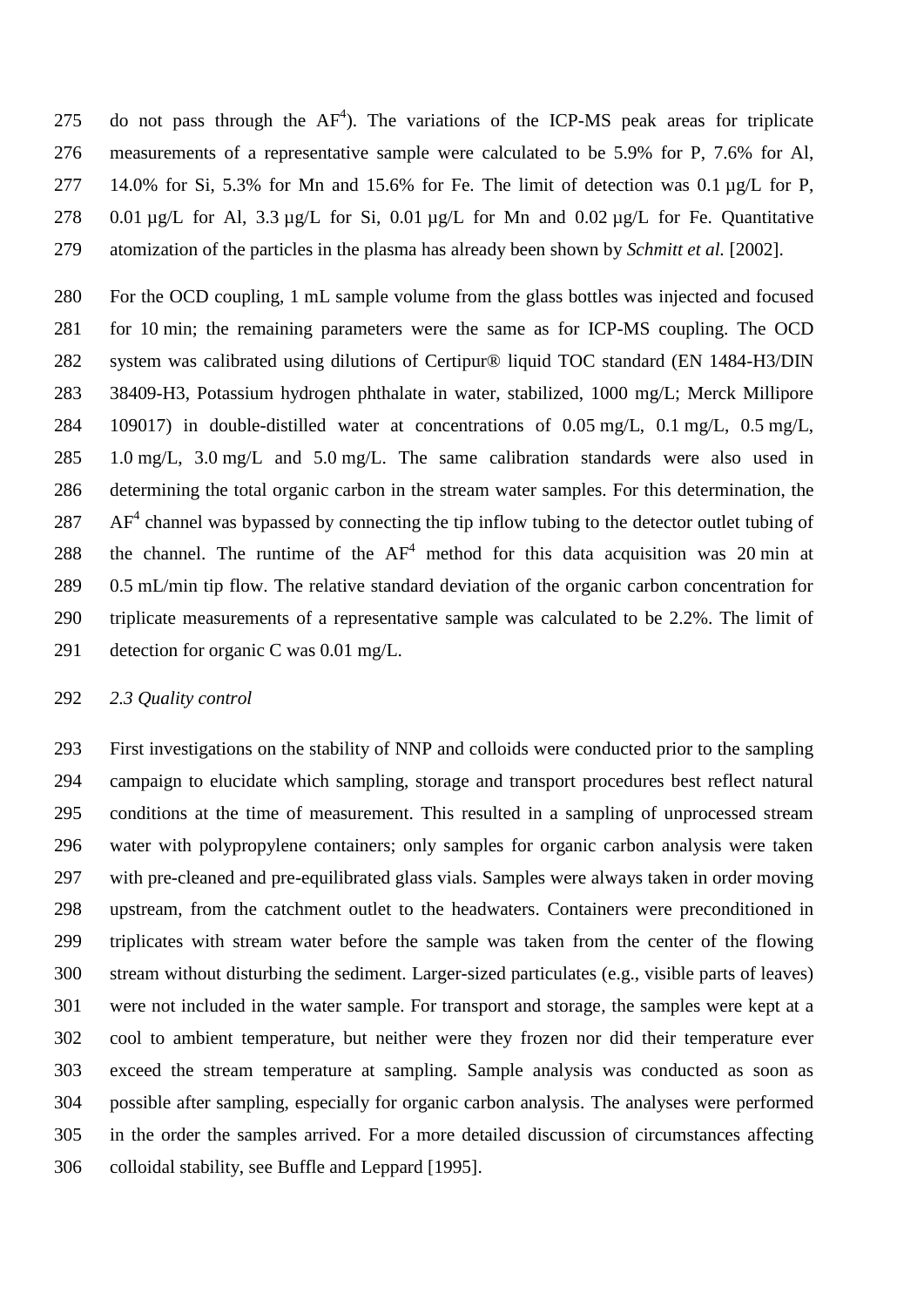do not pass through the $AF^4$). The variations of the ICP-MS peak areas for triplicate measurements of a representative sample were calculated to be 5.9% for P, 7.6% for Al, 14.0% for Si, 5.3% for Mn and 15.6% for Fe. The limit of detection was 0.1 µg/L for P, 0.01 µg/L for Al, 3.3 µg/L for Si, 0.01 µg/L for Mn and 0.02 µg/L for Fe. Quantitative atomization of the particles in the plasma has already been shown by *Schmitt et al.* [2002].

For the OCD coupling, 1 mL sample volume from the glass bottles was injected and focused for 10 min; the remaining parameters were the same as for ICP-MS coupling. The OCD system was calibrated using dilutions of Certipur® liquid TOC standard (EN 1484-H3/DIN 38409-H3, Potassium hydrogen phthalate in water, stabilized, 1000 mg/L; Merck Millipore 109017) in double-distilled water at concentrations of 0.05 mg/L, 0.1 mg/L, 0.5 mg/L, 1.0 mg/L, 3.0 mg/L and 5.0 mg/L. The same calibration standards were also used in determining the total organic carbon in the stream water samples. For this determination, the $AF^4$ channel was bypassed by connecting the tip inflow tubing to the detector outlet tubing of the channel. The runtime of the $AF^4$ method for this data acquisition was 20 min at 0.5 mL/min tip flow. The relative standard deviation of the organic carbon concentration for triplicate measurements of a representative sample was calculated to be 2.2%. The limit of detection for organic C was 0.01 mg/L.

### *2.3 Quality control*

First investigations on the stability of NNP and colloids were conducted prior to the sampling campaign to elucidate which sampling, storage and transport procedures best reflect natural conditions at the time of measurement. This resulted in a sampling of unprocessed stream water with polypropylene containers; only samples for organic carbon analysis were taken with pre-cleaned and pre-equilibrated glass vials. Samples were always taken in order moving upstream, from the catchment outlet to the headwaters. Containers were preconditioned in triplicates with stream water before the sample was taken from the center of the flowing stream without disturbing the sediment. Larger-sized particulates (e.g., visible parts of leaves) were not included in the water sample. For transport and storage, the samples were kept at a cool to ambient temperature, but neither were they frozen nor did their temperature ever exceed the stream temperature at sampling. Sample analysis was conducted as soon as possible after sampling, especially for organic carbon analysis. The analyses were performed in the order the samples arrived. For a more detailed discussion of circumstances affecting colloidal stability, see Buffle and Leppard [1995].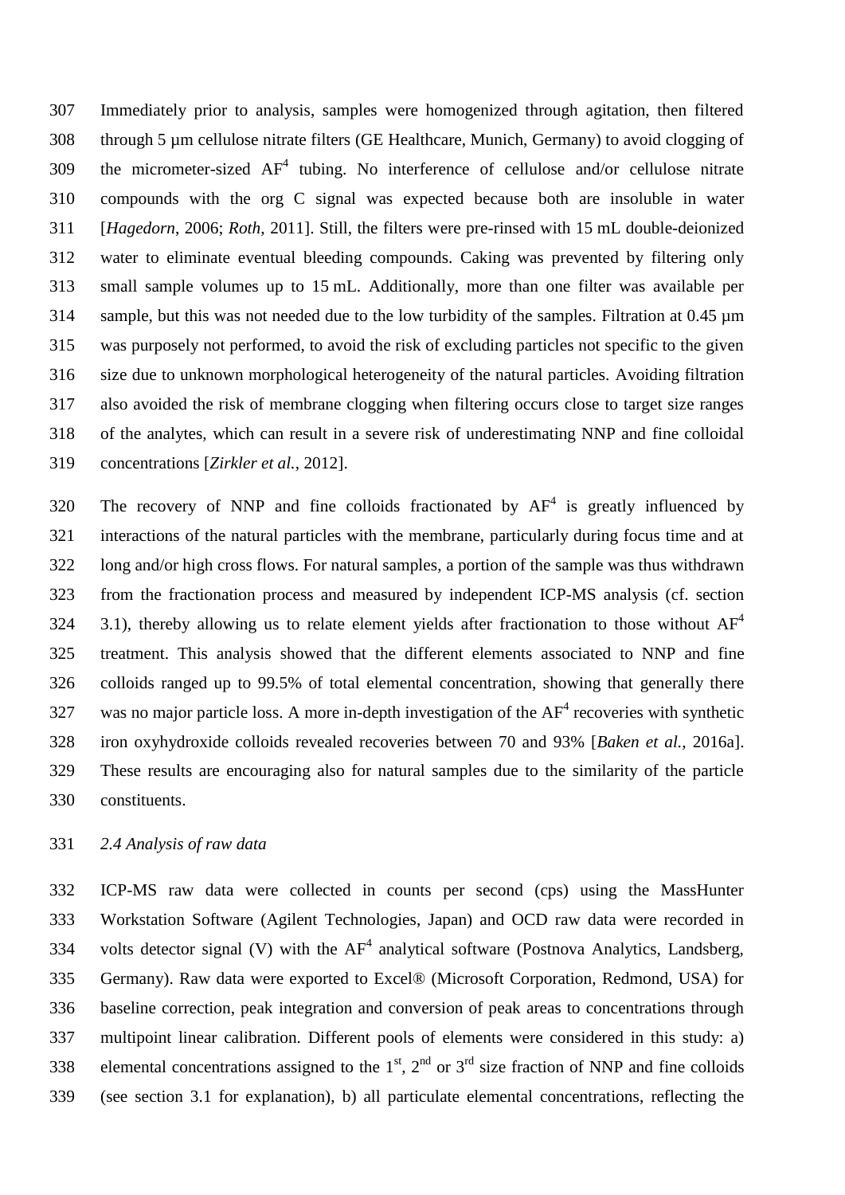Immediately prior to analysis, samples were homogenized through agitation, then filtered through 5 µm cellulose nitrate filters (GE Healthcare, Munich, Germany) to avoid clogging of the micrometer-sized $AF^4$ tubing. No interference of cellulose and/or cellulose nitrate compounds with the org C signal was expected because both are insoluble in water [*Hagedorn*, 2006; *Roth*, 2011]. Still, the filters were pre-rinsed with 15 mL double-deionized water to eliminate eventual bleeding compounds. Caking was prevented by filtering only small sample volumes up to 15 mL. Additionally, more than one filter was available per sample, but this was not needed due to the low turbidity of the samples. Filtration at 0.45 µm was purposely not performed, to avoid the risk of excluding particles not specific to the given size due to unknown morphological heterogeneity of the natural particles. Avoiding filtration also avoided the risk of membrane clogging when filtering occurs close to target size ranges of the analytes, which can result in a severe risk of underestimating NNP and fine colloidal concentrations [*Zirkler et al.*, 2012].

The recovery of NNP and fine colloids fractionated by $AF^4$ is greatly influenced by interactions of the natural particles with the membrane, particularly during focus time and at long and/or high cross flows. For natural samples, a portion of the sample was thus withdrawn from the fractionation process and measured by independent ICP-MS analysis (cf. section 3.1), thereby allowing us to relate element yields after fractionation to those without $AF^4$ treatment. This analysis showed that the different elements associated to NNP and fine colloids ranged up to 99.5% of total elemental concentration, showing that generally there was no major particle loss. A more in-depth investigation of the $AF^4$ recoveries with synthetic iron oxyhydroxide colloids revealed recoveries between 70 and 93% [*Baken et al.*, 2016a]. These results are encouraging also for natural samples due to the similarity of the particle constituents.

### *2.4 Analysis of raw data*

ICP-MS raw data were collected in counts per second (cps) using the MassHunter Workstation Software (Agilent Technologies, Japan) and OCD raw data were recorded in volts detector signal (V) with the $AF^4$ analytical software (Postnova Analytics, Landsberg, Germany). Raw data were exported to Excel® (Microsoft Corporation, Redmond, USA) for baseline correction, peak integration and conversion of peak areas to concentrations through multipoint linear calibration. Different pools of elements were considered in this study: a) elemental concentrations assigned to the 1st, 2nd or 3rd size fraction of NNP and fine colloids (see section 3.1 for explanation), b) all particulate elemental concentrations, reflecting the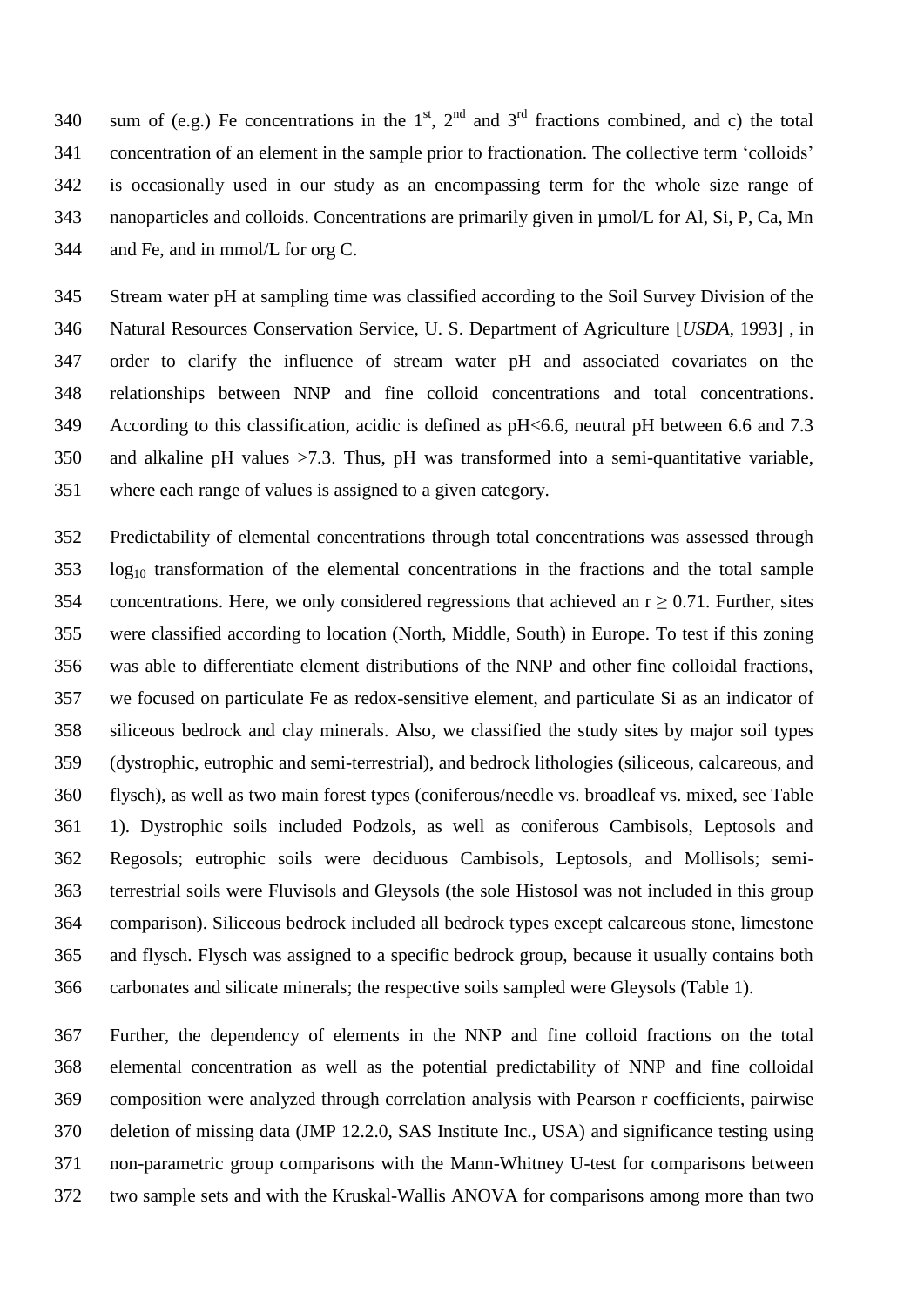sum of (e.g.) Fe concentrations in the 1st, 2nd and 3rd fractions combined, and c) the total concentration of an element in the sample prior to fractionation. The collective term 'colloids' is occasionally used in our study as an encompassing term for the whole size range of nanoparticles and colloids. Concentrations are primarily given in µmol/L for Al, Si, P, Ca, Mn and Fe, and in mmol/L for org C.

Stream water pH at sampling time was classified according to the Soil Survey Division of the Natural Resources Conservation Service, U. S. Department of Agriculture [*USDA*, 1993] , in order to clarify the influence of stream water pH and associated covariates on the relationships between NNP and fine colloid concentrations and total concentrations. According to this classification, acidic is defined as pH<6.6, neutral pH between 6.6 and 7.3 and alkaline pH values >7.3. Thus, pH was transformed into a semi-quantitative variable, where each range of values is assigned to a given category.

Predictability of elemental concentrations through total concentrations was assessed through $\log_{10}$ transformation of the elemental concentrations in the fractions and the total sample concentrations. Here, we only considered regressions that achieved an $r \geq 0.71$. Further, sites were classified according to location (North, Middle, South) in Europe. To test if this zoning was able to differentiate element distributions of the NNP and other fine colloidal fractions, we focused on particulate Fe as redox-sensitive element, and particulate Si as an indicator of siliceous bedrock and clay minerals. Also, we classified the study sites by major soil types (dystrophic, eutrophic and semi-terrestrial), and bedrock lithologies (siliceous, calcareous, and flysch), as well as two main forest types (coniferous/needle vs. broadleaf vs. mixed, see Table 1). Dystrophic soils included Podzols, as well as coniferous Cambisols, Leptosols and Regosols; eutrophic soils were deciduous Cambisols, Leptosols, and Mollisols; semi-terrestrial soils were Fluvisols and Gleysols (the sole Histosol was not included in this group comparison). Siliceous bedrock included all bedrock types except calcareous stone, limestone and flysch. Flysch was assigned to a specific bedrock group, because it usually contains both carbonates and silicate minerals; the respective soils sampled were Gleysols (Table 1).

Further, the dependency of elements in the NNP and fine colloid fractions on the total elemental concentration as well as the potential predictability of NNP and fine colloidal composition were analyzed through correlation analysis with Pearson r coefficients, pairwise deletion of missing data (JMP 12.2.0, SAS Institute Inc., USA) and significance testing using non-parametric group comparisons with the Mann-Whitney U-test for comparisons between two sample sets and with the Kruskal-Wallis ANOVA for comparisons among more than two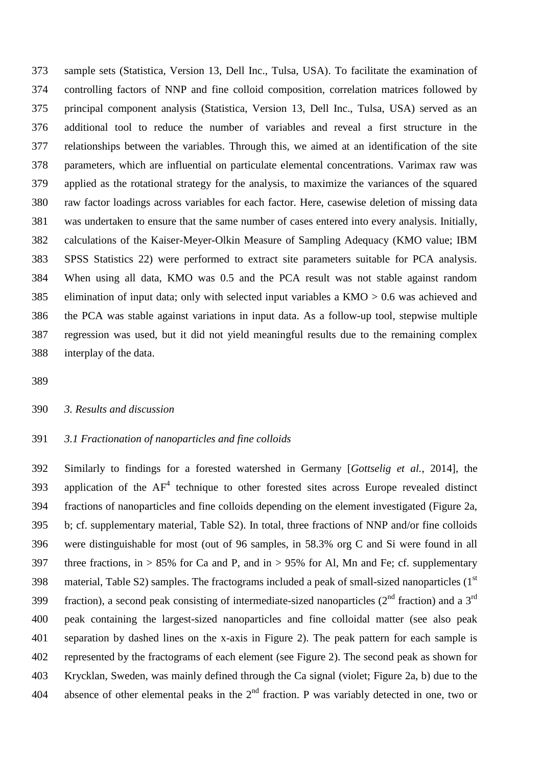sample sets (Statistica, Version 13, Dell Inc., Tulsa, USA). To facilitate the examination of controlling factors of NNP and fine colloid composition, correlation matrices followed by principal component analysis (Statistica, Version 13, Dell Inc., Tulsa, USA) served as an additional tool to reduce the number of variables and reveal a first structure in the relationships between the variables. Through this, we aimed at an identification of the site parameters, which are influential on particulate elemental concentrations. Varimax raw was applied as the rotational strategy for the analysis, to maximize the variances of the squared raw factor loadings across variables for each factor. Here, casewise deletion of missing data was undertaken to ensure that the same number of cases entered into every analysis. Initially, calculations of the Kaiser-Meyer-Olkin Measure of Sampling Adequacy (KMO value; IBM SPSS Statistics 22) were performed to extract site parameters suitable for PCA analysis. When using all data, KMO was 0.5 and the PCA result was not stable against random elimination of input data; only with selected input variables a KMO > 0.6 was achieved and the PCA was stable against variations in input data. As a follow-up tool, stepwise multiple regression was used, but it did not yield meaningful results due to the remaining complex interplay of the data.

## *3. Results and discussion*

### *3.1 Fractionation of nanoparticles and fine colloids*

Similarly to findings for a forested watershed in Germany [*Gottselig et al.*, 2014], the application of the $AF^4$ technique to other forested sites across Europe revealed distinct fractions of nanoparticles and fine colloids depending on the element investigated (Figure 2a, b; cf. supplementary material, Table S2). In total, three fractions of NNP and/or fine colloids were distinguishable for most (out of 96 samples, in 58.3% org C and Si were found in all three fractions, in > 85% for Ca and P, and in > 95% for Al, Mn and Fe; cf. supplementary material, Table S2) samples. The fractograms included a peak of small-sized nanoparticles ($1^{st}$ fraction), a second peak consisting of intermediate-sized nanoparticles ($2^{nd}$ fraction) and a $3^{rd}$ peak containing the largest-sized nanoparticles and fine colloidal matter (see also peak separation by dashed lines on the x-axis in Figure 2). The peak pattern for each sample is represented by the fractograms of each element (see Figure 2). The second peak as shown for Krycklan, Sweden, was mainly defined through the Ca signal (violet; Figure 2a, b) due to the absence of other elemental peaks in the $2^{nd}$ fraction. P was variably detected in one, two or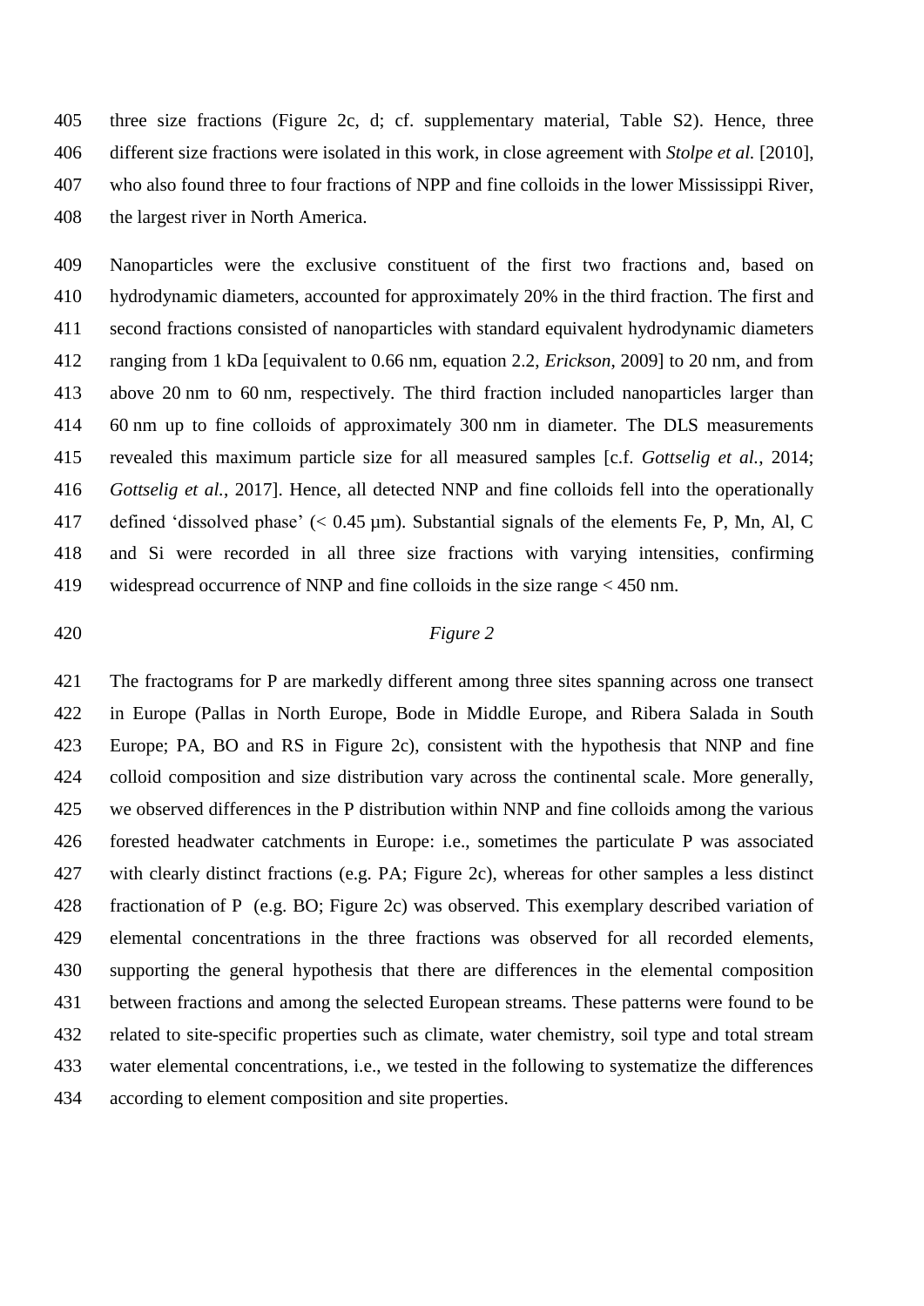three size fractions (Figure 2c, d; cf. supplementary material, Table S2). Hence, three different size fractions were isolated in this work, in close agreement with *Stolpe et al.* [2010], who also found three to four fractions of NPP and fine colloids in the lower Mississippi River, the largest river in North America.

Nanoparticles were the exclusive constituent of the first two fractions and, based on hydrodynamic diameters, accounted for approximately 20% in the third fraction. The first and second fractions consisted of nanoparticles with standard equivalent hydrodynamic diameters ranging from 1 kDa [equivalent to 0.66 nm, equation 2.2, *Erickson*, 2009] to 20 nm, and from above 20 nm to 60 nm, respectively. The third fraction included nanoparticles larger than 60 nm up to fine colloids of approximately 300 nm in diameter. The DLS measurements revealed this maximum particle size for all measured samples [c.f. *Gottselig et al.*, 2014; *Gottselig et al.*, 2017]. Hence, all detected NNP and fine colloids fell into the operationally defined 'dissolved phase' (< 0.45 µm). Substantial signals of the elements Fe, P, Mn, Al, C and Si were recorded in all three size fractions with varying intensities, confirming widespread occurrence of NNP and fine colloids in the size range < 450 nm.

*Figure 2*

The fractograms for P are markedly different among three sites spanning across one transect in Europe (Pallas in North Europe, Bode in Middle Europe, and Ribera Salada in South Europe; PA, BO and RS in Figure 2c), consistent with the hypothesis that NNP and fine colloid composition and size distribution vary across the continental scale. More generally, we observed differences in the P distribution within NNP and fine colloids among the various forested headwater catchments in Europe: i.e., sometimes the particulate P was associated with clearly distinct fractions (e.g. PA; Figure 2c), whereas for other samples a less distinct fractionation of P (e.g. BO; Figure 2c) was observed. This exemplary described variation of elemental concentrations in the three fractions was observed for all recorded elements, supporting the general hypothesis that there are differences in the elemental composition between fractions and among the selected European streams. These patterns were found to be related to site-specific properties such as climate, water chemistry, soil type and total stream water elemental concentrations, i.e., we tested in the following to systematize the differences according to element composition and site properties.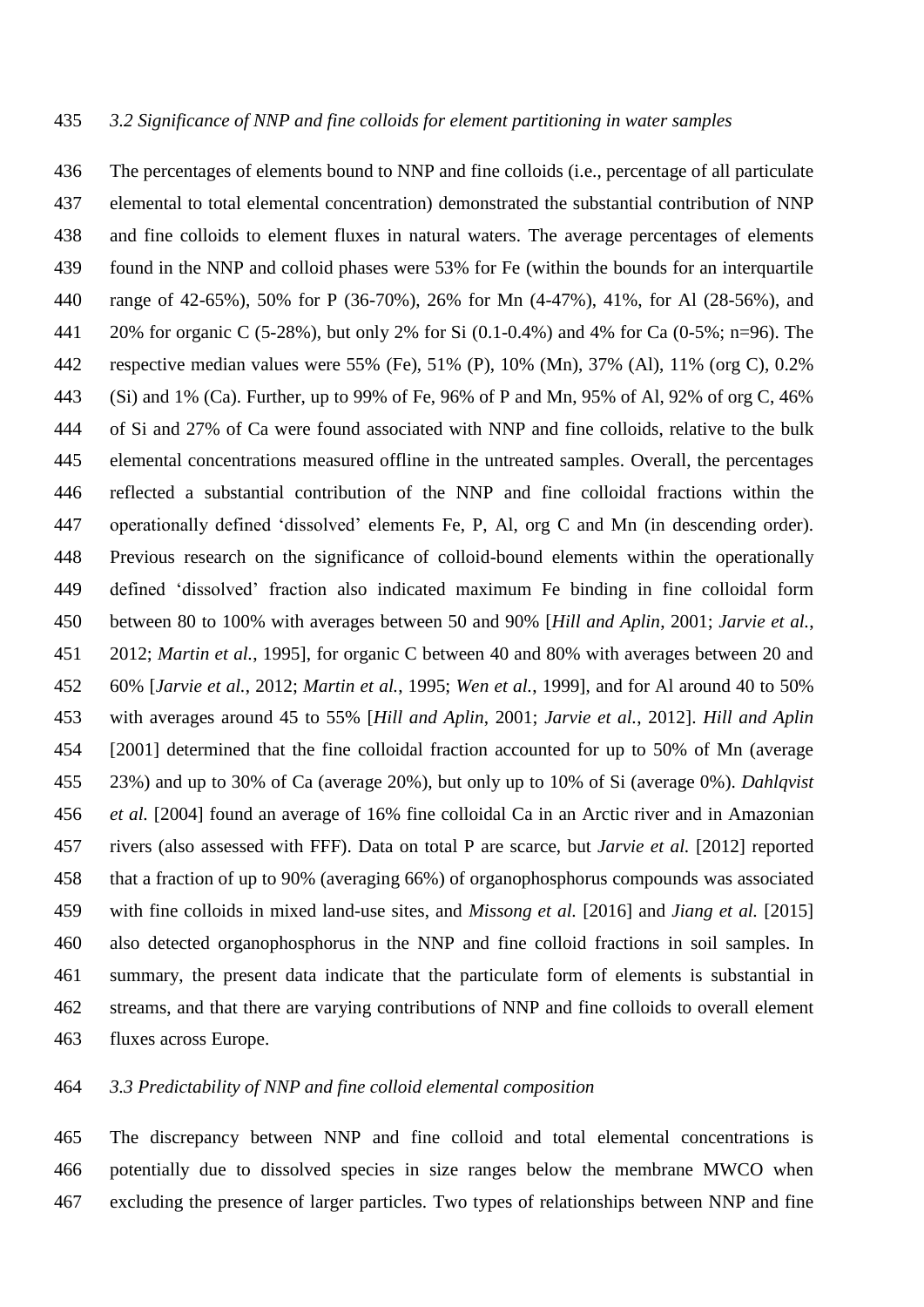### *3.2 Significance of NNP and fine colloids for element partitioning in water samples*

The percentages of elements bound to NNP and fine colloids (i.e., percentage of all particulate elemental to total elemental concentration) demonstrated the substantial contribution of NNP and fine colloids to element fluxes in natural waters. The average percentages of elements found in the NNP and colloid phases were 53% for Fe (within the bounds for an interquartile range of 42-65%), 50% for P (36-70%), 26% for Mn (4-47%), 41%, for Al (28-56%), and 20% for organic C (5-28%), but only 2% for Si (0.1-0.4%) and 4% for Ca (0-5%; n=96). The respective median values were 55% (Fe), 51% (P), 10% (Mn), 37% (Al), 11% (org C), 0.2% (Si) and 1% (Ca). Further, up to 99% of Fe, 96% of P and Mn, 95% of Al, 92% of org C, 46% of Si and 27% of Ca were found associated with NNP and fine colloids, relative to the bulk elemental concentrations measured offline in the untreated samples. Overall, the percentages reflected a substantial contribution of the NNP and fine colloidal fractions within the operationally defined 'dissolved' elements Fe, P, Al, org C and Mn (in descending order). Previous research on the significance of colloid-bound elements within the operationally defined 'dissolved' fraction also indicated maximum Fe binding in fine colloidal form between 80 to 100% with averages between 50 and 90% [*Hill and Aplin*, 2001; *Jarvie et al.*, 2012; *Martin et al.*, 1995], for organic C between 40 and 80% with averages between 20 and 60% [*Jarvie et al.*, 2012; *Martin et al.*, 1995; *Wen et al.*, 1999], and for Al around 40 to 50% with averages around 45 to 55% [*Hill and Aplin*, 2001; *Jarvie et al.*, 2012]. *Hill and Aplin* [2001] determined that the fine colloidal fraction accounted for up to 50% of Mn (average 23%) and up to 30% of Ca (average 20%), but only up to 10% of Si (average 0%). *Dahlqvist et al.* [2004] found an average of 16% fine colloidal Ca in an Arctic river and in Amazonian rivers (also assessed with FFF). Data on total P are scarce, but *Jarvie et al.* [2012] reported that a fraction of up to 90% (averaging 66%) of organophosphorus compounds was associated with fine colloids in mixed land-use sites, and *Missong et al.* [2016] and *Jiang et al.* [2015] also detected organophosphorus in the NNP and fine colloid fractions in soil samples. In summary, the present data indicate that the particulate form of elements is substantial in streams, and that there are varying contributions of NNP and fine colloids to overall element fluxes across Europe.

### *3.3 Predictability of NNP and fine colloid elemental composition*

The discrepancy between NNP and fine colloid and total elemental concentrations is potentially due to dissolved species in size ranges below the membrane MWCO when excluding the presence of larger particles. Two types of relationships between NNP and fine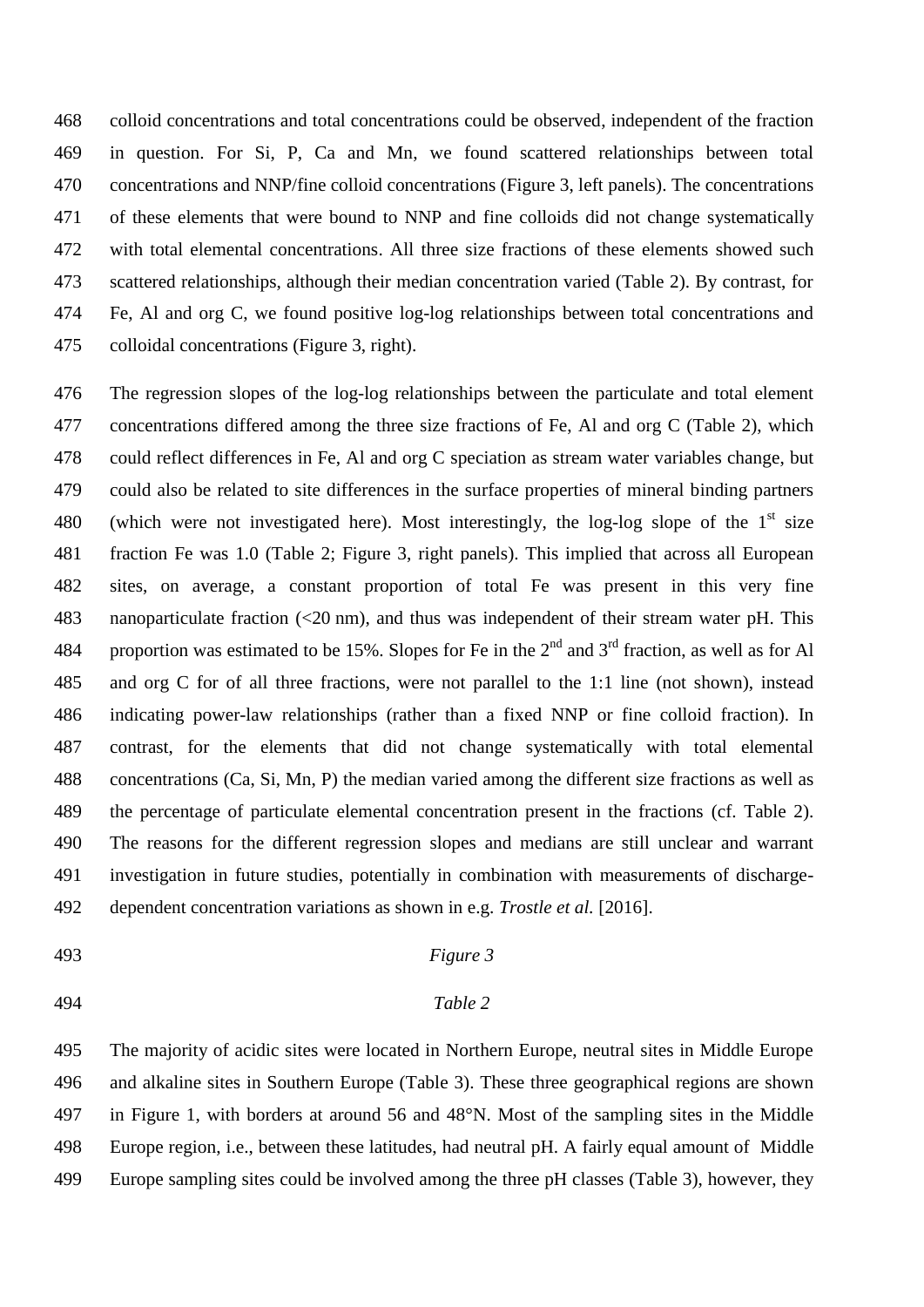colloid concentrations and total concentrations could be observed, independent of the fraction in question. For Si, P, Ca and Mn, we found scattered relationships between total concentrations and NNP/fine colloid concentrations (Figure 3, left panels). The concentrations of these elements that were bound to NNP and fine colloids did not change systematically with total elemental concentrations. All three size fractions of these elements showed such scattered relationships, although their median concentration varied (Table 2). By contrast, for Fe, Al and org C, we found positive log-log relationships between total concentrations and colloidal concentrations (Figure 3, right).

The regression slopes of the log-log relationships between the particulate and total element concentrations differed among the three size fractions of Fe, Al and org C (Table 2), which could reflect differences in Fe, Al and org C speciation as stream water variables change, but could also be related to site differences in the surface properties of mineral binding partners (which were not investigated here). Most interestingly, the log-log slope of the 1st size fraction Fe was 1.0 (Table 2; Figure 3, right panels). This implied that across all European sites, on average, a constant proportion of total Fe was present in this very fine nanoparticulate fraction (<20 nm), and thus was independent of their stream water pH. This proportion was estimated to be 15%. Slopes for Fe in the 2nd and 3rd fraction, as well as for Al and org C for of all three fractions, were not parallel to the 1:1 line (not shown), instead indicating power-law relationships (rather than a fixed NNP or fine colloid fraction). In contrast, for the elements that did not change systematically with total elemental concentrations (Ca, Si, Mn, P) the median varied among the different size fractions as well as the percentage of particulate elemental concentration present in the fractions (cf. Table 2). The reasons for the different regression slopes and medians are still unclear and warrant investigation in future studies, potentially in combination with measurements of discharge-dependent concentration variations as shown in e.g. *Trostle et al.* [2016].

*Figure 3*

*Table 2*

The majority of acidic sites were located in Northern Europe, neutral sites in Middle Europe and alkaline sites in Southern Europe (Table 3). These three geographical regions are shown in Figure 1, with borders at around 56 and 48°N. Most of the sampling sites in the Middle Europe region, i.e., between these latitudes, had neutral pH. A fairly equal amount of Middle Europe sampling sites could be involved among the three pH classes (Table 3), however, they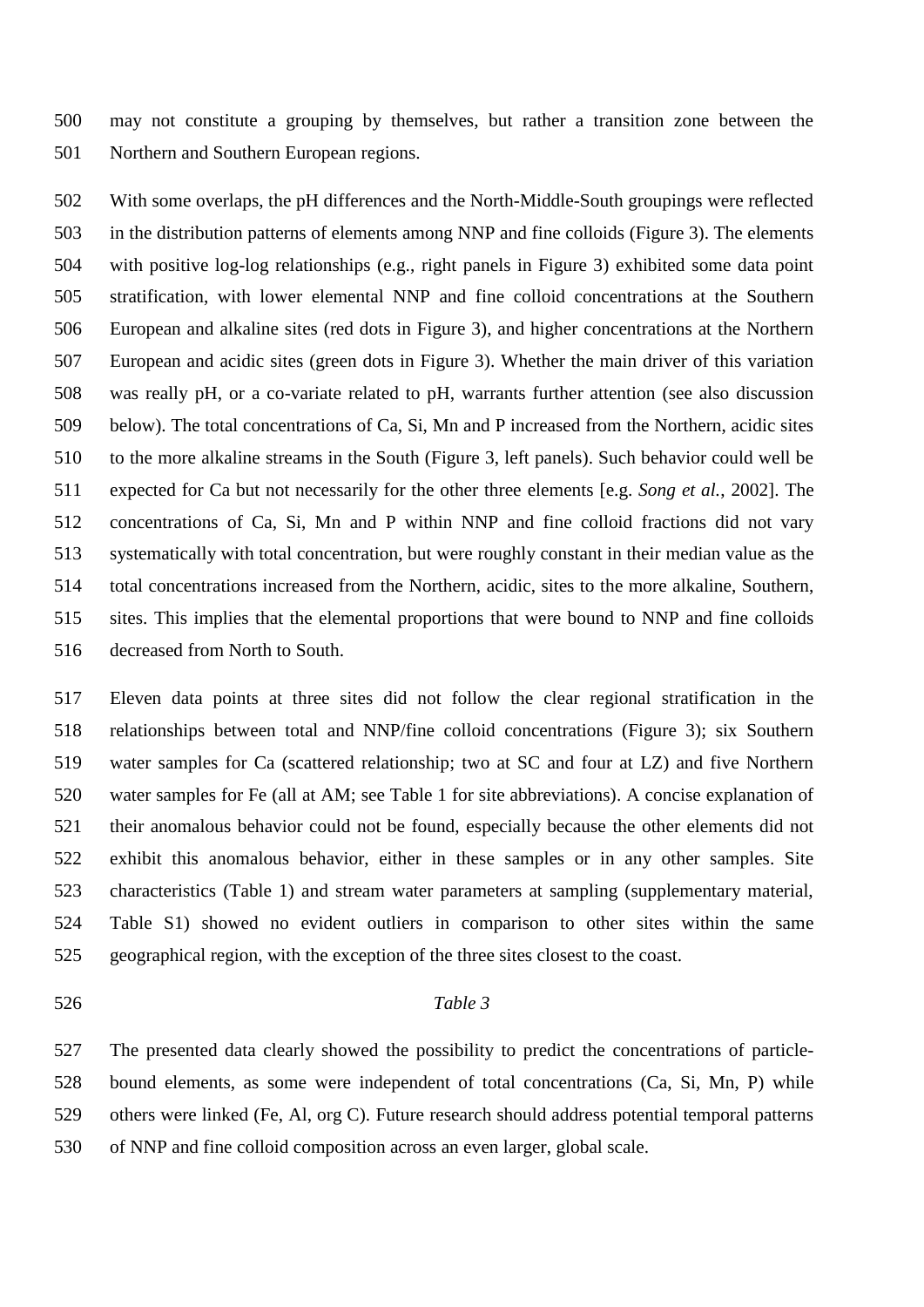may not constitute a grouping by themselves, but rather a transition zone between the Northern and Southern European regions.

With some overlaps, the pH differences and the North-Middle-South groupings were reflected in the distribution patterns of elements among NNP and fine colloids (Figure 3). The elements with positive log-log relationships (e.g., right panels in Figure 3) exhibited some data point stratification, with lower elemental NNP and fine colloid concentrations at the Southern European and alkaline sites (red dots in Figure 3), and higher concentrations at the Northern European and acidic sites (green dots in Figure 3). Whether the main driver of this variation was really pH, or a co-variate related to pH, warrants further attention (see also discussion below). The total concentrations of Ca, Si, Mn and P increased from the Northern, acidic sites to the more alkaline streams in the South (Figure 3, left panels). Such behavior could well be expected for Ca but not necessarily for the other three elements [e.g. *Song et al.*, 2002]. The concentrations of Ca, Si, Mn and P within NNP and fine colloid fractions did not vary systematically with total concentration, but were roughly constant in their median value as the total concentrations increased from the Northern, acidic, sites to the more alkaline, Southern, sites. This implies that the elemental proportions that were bound to NNP and fine colloids decreased from North to South.

Eleven data points at three sites did not follow the clear regional stratification in the relationships between total and NNP/fine colloid concentrations (Figure 3); six Southern water samples for Ca (scattered relationship; two at SC and four at LZ) and five Northern water samples for Fe (all at AM; see Table 1 for site abbreviations). A concise explanation of their anomalous behavior could not be found, especially because the other elements did not exhibit this anomalous behavior, either in these samples or in any other samples. Site characteristics (Table 1) and stream water parameters at sampling (supplementary material, Table S1) showed no evident outliers in comparison to other sites within the same geographical region, with the exception of the three sites closest to the coast.

*Table 3*

The presented data clearly showed the possibility to predict the concentrations of particle-bound elements, as some were independent of total concentrations (Ca, Si, Mn, P) while others were linked (Fe, Al, org C). Future research should address potential temporal patterns of NNP and fine colloid composition across an even larger, global scale.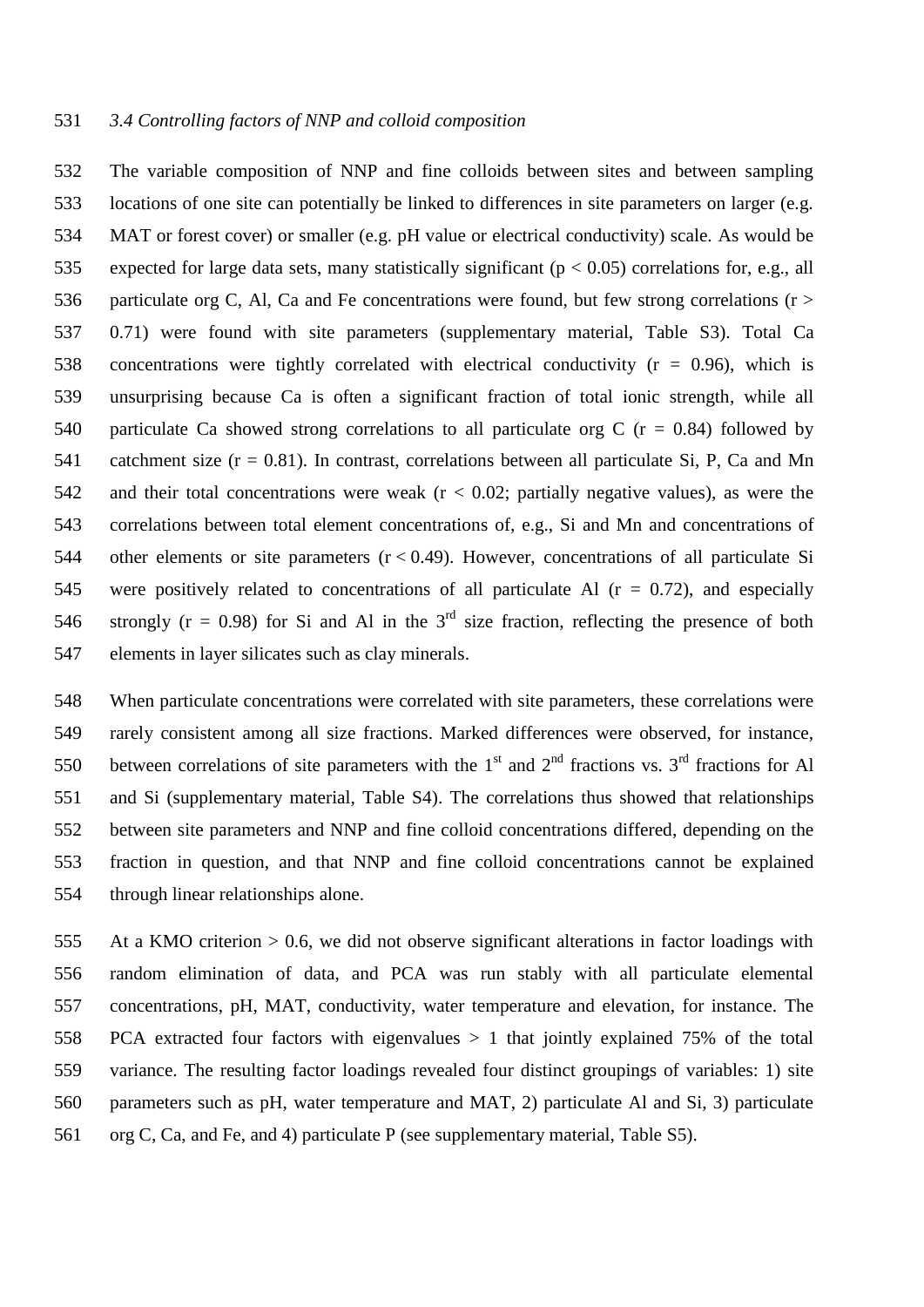### *3.4 Controlling factors of NNP and colloid composition*

The variable composition of NNP and fine colloids between sites and between sampling locations of one site can potentially be linked to differences in site parameters on larger (e.g. MAT or forest cover) or smaller (e.g. pH value or electrical conductivity) scale. As would be expected for large data sets, many statistically significant ($p < 0.05$) correlations for, e.g., all particulate org C, Al, Ca and Fe concentrations were found, but few strong correlations ($r > 0.71$) were found with site parameters (supplementary material, Table S3). Total Ca concentrations were tightly correlated with electrical conductivity ($r = 0.96$), which is unsurprising because Ca is often a significant fraction of total ionic strength, while all particulate Ca showed strong correlations to all particulate org C ($r = 0.84$) followed by catchment size ($r = 0.81$). In contrast, correlations between all particulate Si, P, Ca and Mn and their total concentrations were weak ($r < 0.02$; partially negative values), as were the correlations between total element concentrations of, e.g., Si and Mn and concentrations of other elements or site parameters ($r < 0.49$). However, concentrations of all particulate Si were positively related to concentrations of all particulate Al ($r = 0.72$), and especially strongly ($r = 0.98$) for Si and Al in the 3rd size fraction, reflecting the presence of both elements in layer silicates such as clay minerals.

When particulate concentrations were correlated with site parameters, these correlations were rarely consistent among all size fractions. Marked differences were observed, for instance, between correlations of site parameters with the 1st and 2nd fractions vs. 3rd fractions for Al and Si (supplementary material, Table S4). The correlations thus showed that relationships between site parameters and NNP and fine colloid concentrations differed, depending on the fraction in question, and that NNP and fine colloid concentrations cannot be explained through linear relationships alone.

At a KMO criterion > 0.6, we did not observe significant alterations in factor loadings with random elimination of data, and PCA was run stably with all particulate elemental concentrations, pH, MAT, conductivity, water temperature and elevation, for instance. The PCA extracted four factors with eigenvalues > 1 that jointly explained 75% of the total variance. The resulting factor loadings revealed four distinct groupings of variables: 1) site parameters such as pH, water temperature and MAT, 2) particulate Al and Si, 3) particulate org C, Ca, and Fe, and 4) particulate P (see supplementary material, Table S5).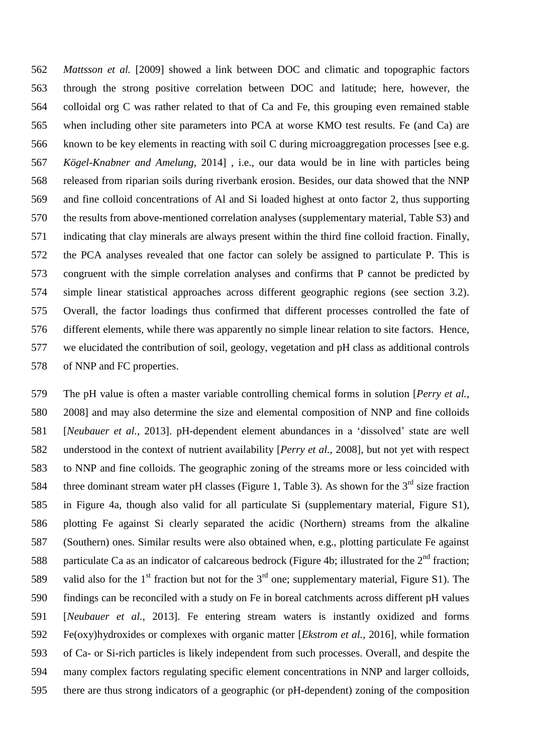*Mattsson et al.* [2009] showed a link between DOC and climatic and topographic factors through the strong positive correlation between DOC and latitude; here, however, the colloidal org C was rather related to that of Ca and Fe, this grouping even remained stable when including other site parameters into PCA at worse KMO test results. Fe (and Ca) are known to be key elements in reacting with soil C during microaggregation processes [see e.g. *Kögel-Knabner and Amelung*, 2014] , i.e., our data would be in line with particles being released from riparian soils during riverbank erosion. Besides, our data showed that the NNP and fine colloid concentrations of Al and Si loaded highest at onto factor 2, thus supporting the results from above-mentioned correlation analyses (supplementary material, Table S3) and indicating that clay minerals are always present within the third fine colloid fraction. Finally, the PCA analyses revealed that one factor can solely be assigned to particulate P. This is congruent with the simple correlation analyses and confirms that P cannot be predicted by simple linear statistical approaches across different geographic regions (see section 3.2). Overall, the factor loadings thus confirmed that different processes controlled the fate of different elements, while there was apparently no simple linear relation to site factors. Hence, we elucidated the contribution of soil, geology, vegetation and pH class as additional controls of NNP and FC properties.

The pH value is often a master variable controlling chemical forms in solution [*Perry et al.*, 2008] and may also determine the size and elemental composition of NNP and fine colloids [*Neubauer et al.*, 2013]. pH-dependent element abundances in a 'dissolved' state are well understood in the context of nutrient availability [*Perry et al.*, 2008], but not yet with respect to NNP and fine colloids. The geographic zoning of the streams more or less coincided with three dominant stream water pH classes (Figure 1, Table 3). As shown for the 3rd size fraction in Figure 4a, though also valid for all particulate Si (supplementary material, Figure S1), plotting Fe against Si clearly separated the acidic (Northern) streams from the alkaline (Southern) ones. Similar results were also obtained when, e.g., plotting particulate Fe against particulate Ca as an indicator of calcareous bedrock (Figure 4b; illustrated for the 2nd fraction; valid also for the 1st fraction but not for the 3rd one; supplementary material, Figure S1). The findings can be reconciled with a study on Fe in boreal catchments across different pH values [*Neubauer et al.*, 2013]. Fe entering stream waters is instantly oxidized and forms Fe(oxy)hydroxides or complexes with organic matter [*Ekstrom et al.*, 2016], while formation of Ca- or Si-rich particles is likely independent from such processes. Overall, and despite the many complex factors regulating specific element concentrations in NNP and larger colloids, there are thus strong indicators of a geographic (or pH-dependent) zoning of the composition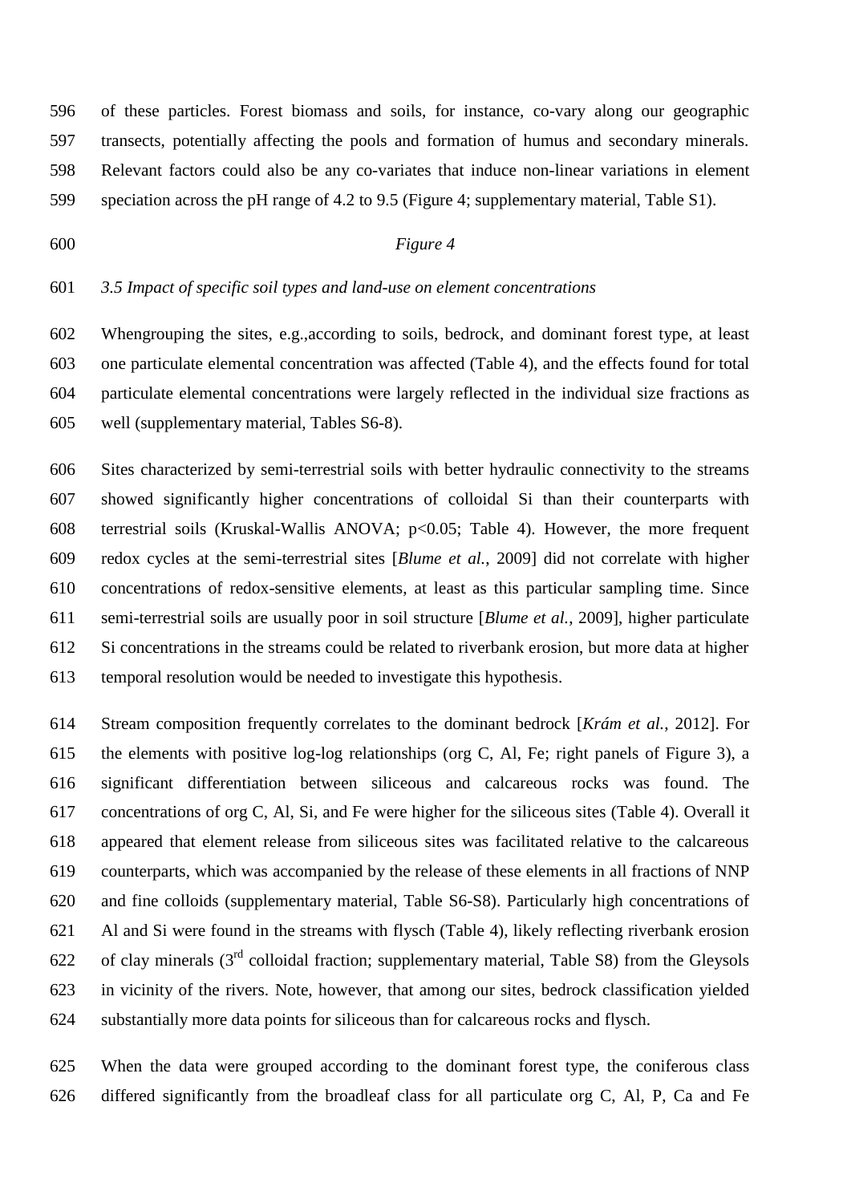of these particles. Forest biomass and soils, for instance, co-vary along our geographic transects, potentially affecting the pools and formation of humus and secondary minerals. Relevant factors could also be any co-variates that induce non-linear variations in element speciation across the pH range of 4.2 to 9.5 (Figure 4; supplementary material, Table S1).

*Figure 4*

### *3.5 Impact of specific soil types and land-use on element concentrations*

Whengrouping the sites, e.g.,according to soils, bedrock, and dominant forest type, at least one particulate elemental concentration was affected (Table 4), and the effects found for total particulate elemental concentrations were largely reflected in the individual size fractions as well (supplementary material, Tables S6-8).

Sites characterized by semi-terrestrial soils with better hydraulic connectivity to the streams showed significantly higher concentrations of colloidal Si than their counterparts with terrestrial soils (Kruskal-Wallis ANOVA; $p<0.05$; Table 4). However, the more frequent redox cycles at the semi-terrestrial sites [*Blume et al.*, 2009] did not correlate with higher concentrations of redox-sensitive elements, at least as this particular sampling time. Since semi-terrestrial soils are usually poor in soil structure [*Blume et al.*, 2009], higher particulate Si concentrations in the streams could be related to riverbank erosion, but more data at higher temporal resolution would be needed to investigate this hypothesis.

Stream composition frequently correlates to the dominant bedrock [*Krám et al.*, 2012]. For the elements with positive log-log relationships (org C, Al, Fe; right panels of Figure 3), a significant differentiation between siliceous and calcareous rocks was found. The concentrations of org C, Al, Si, and Fe were higher for the siliceous sites (Table 4). Overall it appeared that element release from siliceous sites was facilitated relative to the calcareous counterparts, which was accompanied by the release of these elements in all fractions of NNP and fine colloids (supplementary material, Table S6-S8). Particularly high concentrations of Al and Si were found in the streams with flysch (Table 4), likely reflecting riverbank erosion of clay minerals ($3^{rd}$ colloidal fraction; supplementary material, Table S8) from the Gleysols in vicinity of the rivers. Note, however, that among our sites, bedrock classification yielded substantially more data points for siliceous than for calcareous rocks and flysch.

When the data were grouped according to the dominant forest type, the coniferous class differed significantly from the broadleaf class for all particulate org C, Al, P, Ca and Fe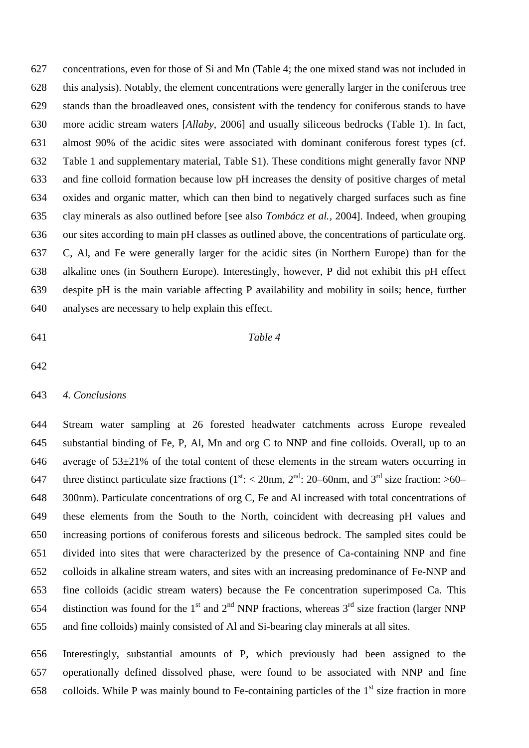concentrations, even for those of Si and Mn (Table 4; the one mixed stand was not included in this analysis). Notably, the element concentrations were generally larger in the coniferous tree stands than the broadleaved ones, consistent with the tendency for coniferous stands to have more acidic stream waters [*Allaby*, 2006] and usually siliceous bedrocks (Table 1). In fact, almost 90% of the acidic sites were associated with dominant coniferous forest types (cf. Table 1 and supplementary material, Table S1). These conditions might generally favor NNP and fine colloid formation because low pH increases the density of positive charges of metal oxides and organic matter, which can then bind to negatively charged surfaces such as fine clay minerals as also outlined before [see also *Tombácz et al.*, 2004]. Indeed, when grouping our sites according to main pH classes as outlined above, the concentrations of particulate org. C, Al, and Fe were generally larger for the acidic sites (in Northern Europe) than for the alkaline ones (in Southern Europe). Interestingly, however, P did not exhibit this pH effect despite pH is the main variable affecting P availability and mobility in soils; hence, further analyses are necessary to help explain this effect.

*Table 4*

## *4. Conclusions*

Stream water sampling at 26 forested headwater catchments across Europe revealed substantial binding of Fe, P, Al, Mn and org C to NNP and fine colloids. Overall, up to an average of 53±21% of the total content of these elements in the stream waters occurring in three distinct particulate size fractions (1st: < 20nm, 2nd: 20–60nm, and 3rd size fraction: >60–300nm). Particulate concentrations of org C, Fe and Al increased with total concentrations of these elements from the South to the North, coincident with decreasing pH values and increasing portions of coniferous forests and siliceous bedrock. The sampled sites could be divided into sites that were characterized by the presence of Ca-containing NNP and fine colloids in alkaline stream waters, and sites with an increasing predominance of Fe-NNP and fine colloids (acidic stream waters) because the Fe concentration superimposed Ca. This distinction was found for the 1st and 2nd NNP fractions, whereas 3rd size fraction (larger NNP and fine colloids) mainly consisted of Al and Si-bearing clay minerals at all sites.

Interestingly, substantial amounts of P, which previously had been assigned to the operationally defined dissolved phase, were found to be associated with NNP and fine colloids. While P was mainly bound to Fe-containing particles of the 1st size fraction in more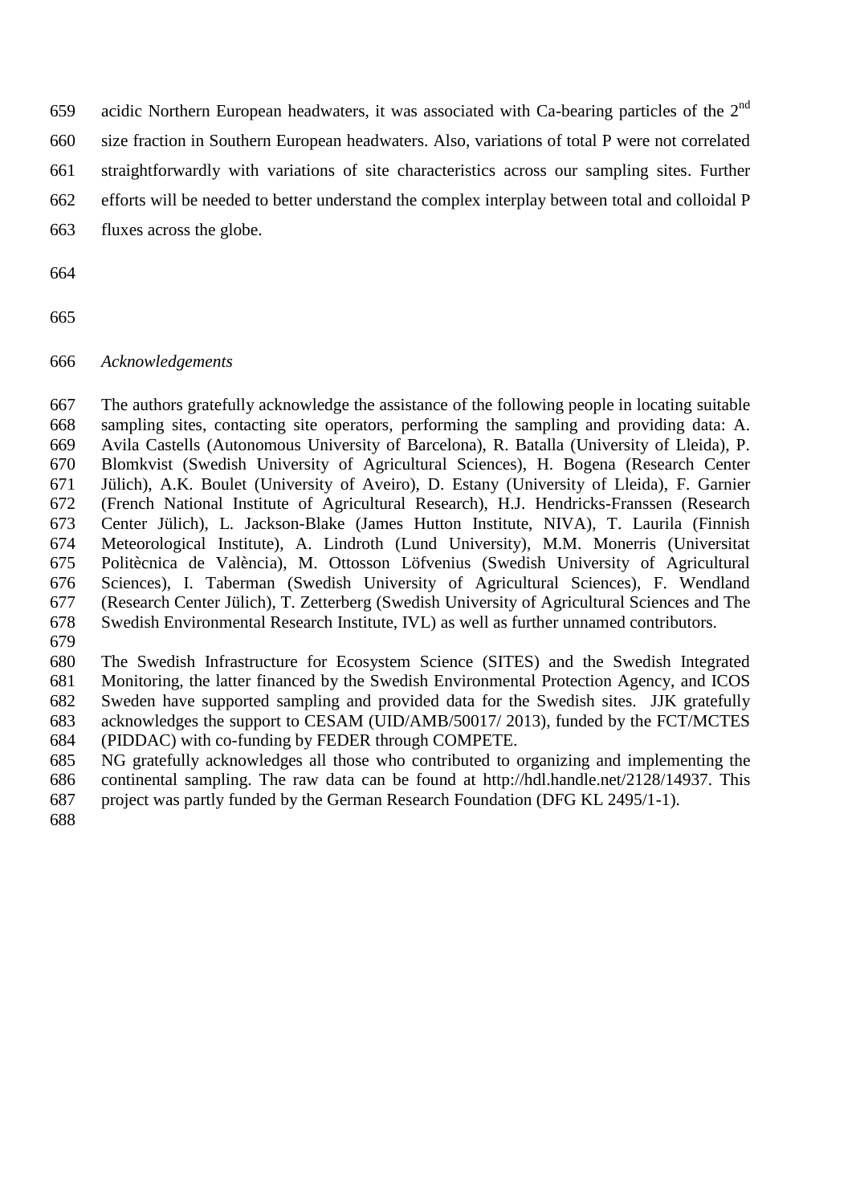acidic Northern European headwaters, it was associated with Ca-bearing particles of the 2nd size fraction in Southern European headwaters. Also, variations of total P were not correlated straightforwardly with variations of site characteristics across our sampling sites. Further efforts will be needed to better understand the complex interplay between total and colloidal P fluxes across the globe.

*Acknowledgements*

The authors gratefully acknowledge the assistance of the following people in locating suitable sampling sites, contacting site operators, performing the sampling and providing data: A. Avila Castells (Autonomous University of Barcelona), R. Batalla (University of Lleida), P. Blomkvist (Swedish University of Agricultural Sciences), H. Bogena (Research Center Jülich), A.K. Boulet (University of Aveiro), D. Estany (University of Lleida), F. Garnier (French National Institute of Agricultural Research), H.J. Hendricks-Franssen (Research Center Jülich), L. Jackson-Blake (James Hutton Institute, NIVA), T. Laurila (Finnish Meteorological Institute), A. Lindroth (Lund University), M.M. Monerris (Universitat Politècnica de València), M. Ottosson Löfvenius (Swedish University of Agricultural Sciences), I. Taberman (Swedish University of Agricultural Sciences), F. Wendland (Research Center Jülich), T. Zetterberg (Swedish University of Agricultural Sciences and The Swedish Environmental Research Institute, IVL) as well as further unnamed contributors.

The Swedish Infrastructure for Ecosystem Science (SITES) and the Swedish Integrated Monitoring, the latter financed by the Swedish Environmental Protection Agency, and ICOS Sweden have supported sampling and provided data for the Swedish sites. JJK gratefully acknowledges the support to CESAM (UID/AMB/50017/ 2013), funded by the FCT/MCTES (PIDDAC) with co-funding by FEDER through COMPETE.

NG gratefully acknowledges all those who contributed to organizing and implementing the continental sampling. The raw data can be found at http://hdl.handle.net/2128/14937. This project was partly funded by the German Research Foundation (DFG KL 2495/1-1).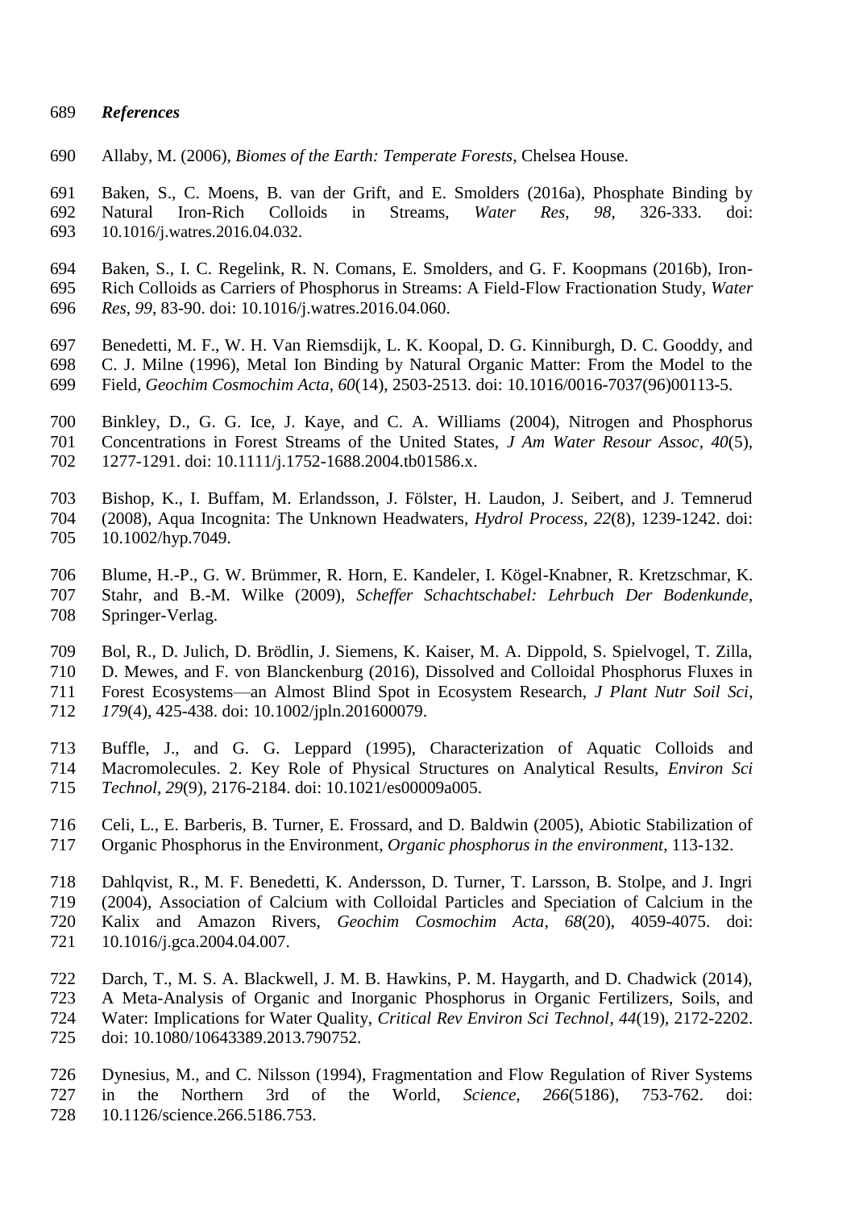## *References*

Allaby, M. (2006), *Biomes of the Earth: Temperate Forests*, Chelsea House.

Baken, S., C. Moens, B. van der Grift, and E. Smolders (2016a), Phosphate Binding by Natural Iron-Rich Colloids in Streams, *Water Res*, *98*, 326-333. doi: 10.1016/j.watres.2016.04.032.

Baken, S., I. C. Regelink, R. N. Comans, E. Smolders, and G. F. Koopmans (2016b), Iron-Rich Colloids as Carriers of Phosphorus in Streams: A Field-Flow Fractionation Study, *Water Res*, *99*, 83-90. doi: 10.1016/j.watres.2016.04.060.

Benedetti, M. F., W. H. Van Riemsdijk, L. K. Koopal, D. G. Kinniburgh, D. C. Gooddy, and C. J. Milne (1996), Metal Ion Binding by Natural Organic Matter: From the Model to the Field, *Geochim Cosmochim Acta*, *60*(14), 2503-2513. doi: 10.1016/0016-7037(96)00113-5.

Binkley, D., G. G. Ice, J. Kaye, and C. A. Williams (2004), Nitrogen and Phosphorus Concentrations in Forest Streams of the United States, *J Am Water Resour Assoc*, *40*(5), 1277-1291. doi: 10.1111/j.1752-1688.2004.tb01586.x.

Bishop, K., I. Buffam, M. Erlandsson, J. Fölster, H. Laudon, J. Seibert, and J. Temnerud (2008), Aqua Incognita: The Unknown Headwaters, *Hydrol Process*, *22*(8), 1239-1242. doi: 10.1002/hyp.7049.

Blume, H.-P., G. W. Brümmer, R. Horn, E. Kandeler, I. Kögel-Knabner, R. Kretzschmar, K. Stahr, and B.-M. Wilke (2009), *Scheffer Schachtschabel: Lehrbuch Der Bodenkunde*, Springer-Verlag.

Bol, R., D. Julich, D. Brödlin, J. Siemens, K. Kaiser, M. A. Dippold, S. Spielvogel, T. Zilla, D. Mewes, and F. von Blanckenburg (2016), Dissolved and Colloidal Phosphorus Fluxes in Forest Ecosystems—an Almost Blind Spot in Ecosystem Research, *J Plant Nutr Soil Sci*, *179*(4), 425-438. doi: 10.1002/jpln.201600079.

Buffle, J., and G. G. Leppard (1995), Characterization of Aquatic Colloids and Macromolecules. 2. Key Role of Physical Structures on Analytical Results, *Environ Sci Technol*, *29*(9), 2176-2184. doi: 10.1021/es00009a005.

Celi, L., E. Barberis, B. Turner, E. Frossard, and D. Baldwin (2005), Abiotic Stabilization of Organic Phosphorus in the Environment, *Organic phosphorus in the environment*, 113-132.

Dahlqvist, R., M. F. Benedetti, K. Andersson, D. Turner, T. Larsson, B. Stolpe, and J. Ingri (2004), Association of Calcium with Colloidal Particles and Speciation of Calcium in the Kalix and Amazon Rivers, *Geochim Cosmochim Acta*, *68*(20), 4059-4075. doi: 10.1016/j.gca.2004.04.007.

Darch, T., M. S. A. Blackwell, J. M. B. Hawkins, P. M. Haygarth, and D. Chadwick (2014), A Meta-Analysis of Organic and Inorganic Phosphorus in Organic Fertilizers, Soils, and Water: Implications for Water Quality, *Critical Rev Environ Sci Technol*, *44*(19), 2172-2202. doi: 10.1080/10643389.2013.790752.

Dynesius, M., and C. Nilsson (1994), Fragmentation and Flow Regulation of River Systems in the Northern 3rd of the World, *Science*, *266*(5186), 753-762. doi: 10.1126/science.266.5186.753.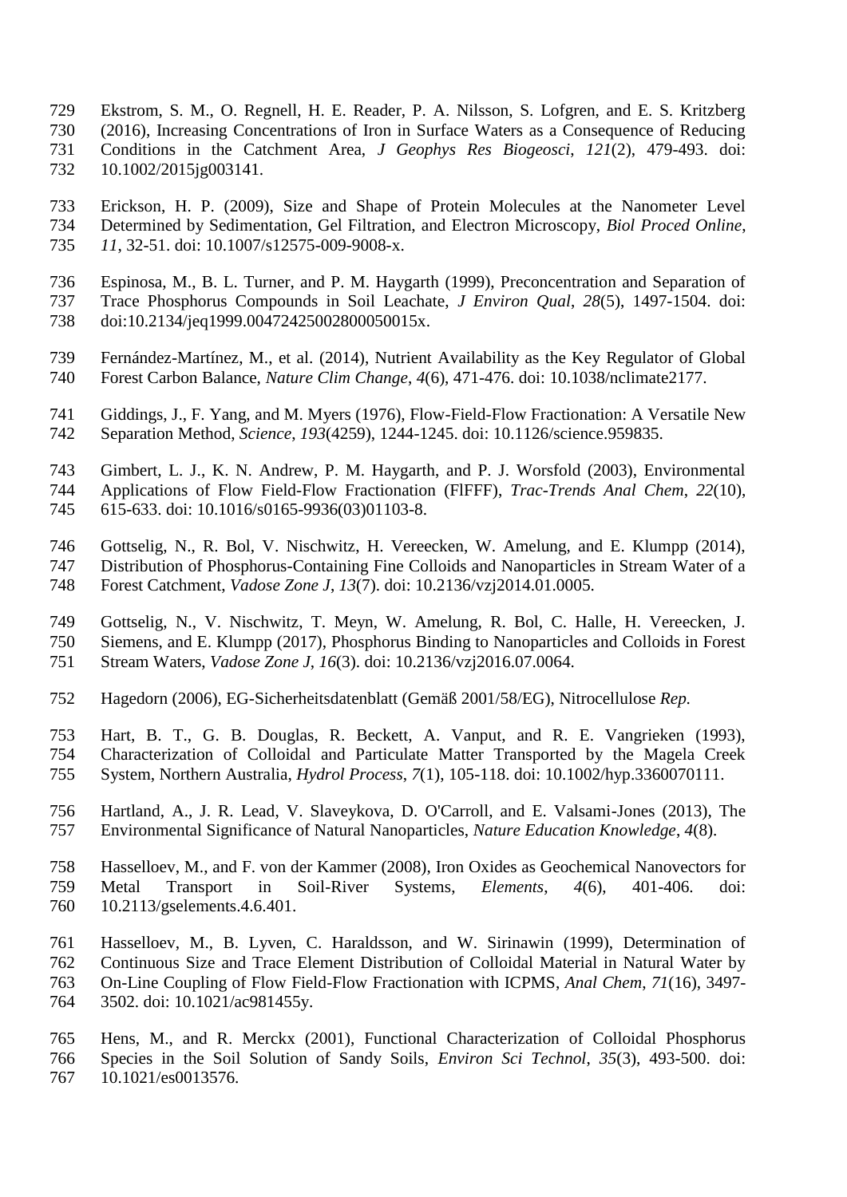Ekstrom, S. M., O. Regnell, H. E. Reader, P. A. Nilsson, S. Lofgren, and E. S. Kritzberg (2016), Increasing Concentrations of Iron in Surface Waters as a Consequence of Reducing Conditions in the Catchment Area, *J Geophys Res Biogeosci*, *121*(2), 479-493. doi: 10.1002/2015jg003141.

Erickson, H. P. (2009), Size and Shape of Protein Molecules at the Nanometer Level Determined by Sedimentation, Gel Filtration, and Electron Microscopy, *Biol Proced Online*, *11*, 32-51. doi: 10.1007/s12575-009-9008-x.

Espinosa, M., B. L. Turner, and P. M. Haygarth (1999), Preconcentration and Separation of Trace Phosphorus Compounds in Soil Leachate, *J Environ Qual*, *28*(5), 1497-1504. doi: doi:10.2134/jeq1999.00472425002800050015x.

Fernández-Martínez, M., et al. (2014), Nutrient Availability as the Key Regulator of Global Forest Carbon Balance, *Nature Clim Change*, *4*(6), 471-476. doi: 10.1038/nclimate2177.

Giddings, J., F. Yang, and M. Myers (1976), Flow-Field-Flow Fractionation: A Versatile New Separation Method, *Science*, *193*(4259), 1244-1245. doi: 10.1126/science.959835.

Gimbert, L. J., K. N. Andrew, P. M. Haygarth, and P. J. Worsfold (2003), Environmental Applications of Flow Field-Flow Fractionation (FlFFF), *Trac-Trends Anal Chem*, *22*(10), 615-633. doi: 10.1016/s0165-9936(03)01103-8.

Gottselig, N., R. Bol, V. Nischwitz, H. Vereecken, W. Amelung, and E. Klumpp (2014), Distribution of Phosphorus-Containing Fine Colloids and Nanoparticles in Stream Water of a Forest Catchment, *Vadose Zone J*, *13*(7). doi: 10.2136/vzj2014.01.0005.

Gottselig, N., V. Nischwitz, T. Meyn, W. Amelung, R. Bol, C. Halle, H. Vereecken, J. Siemens, and E. Klumpp (2017), Phosphorus Binding to Nanoparticles and Colloids in Forest Stream Waters, *Vadose Zone J*, *16*(3). doi: 10.2136/vzj2016.07.0064.

Hagedorn (2006), EG-Sicherheitsdatenblatt (Gemäß 2001/58/EG), Nitrocellulose *Rep.*

Hart, B. T., G. B. Douglas, R. Beckett, A. Vanput, and R. E. Vangrieken (1993), Characterization of Colloidal and Particulate Matter Transported by the Magela Creek System, Northern Australia, *Hydrol Process*, *7*(1), 105-118. doi: 10.1002/hyp.3360070111.

Hartland, A., J. R. Lead, V. Slaveykova, D. O'Carroll, and E. Valsami-Jones (2013), The Environmental Significance of Natural Nanoparticles, *Nature Education Knowledge*, *4*(8).

Hasselloev, M., and F. von der Kammer (2008), Iron Oxides as Geochemical Nanovectors for Metal Transport in Soil-River Systems, *Elements*, *4*(6), 401-406. doi: 10.2113/gselements.4.6.401.

Hasselloev, M., B. Lyven, C. Haraldsson, and W. Sirinawin (1999), Determination of Continuous Size and Trace Element Distribution of Colloidal Material in Natural Water by On-Line Coupling of Flow Field-Flow Fractionation with ICPMS, *Anal Chem*, *71*(16), 3497-3502. doi: 10.1021/ac981455y.

Hens, M., and R. Merckx (2001), Functional Characterization of Colloidal Phosphorus Species in the Soil Solution of Sandy Soils, *Environ Sci Technol*, *35*(3), 493-500. doi: 10.1021/es0013576.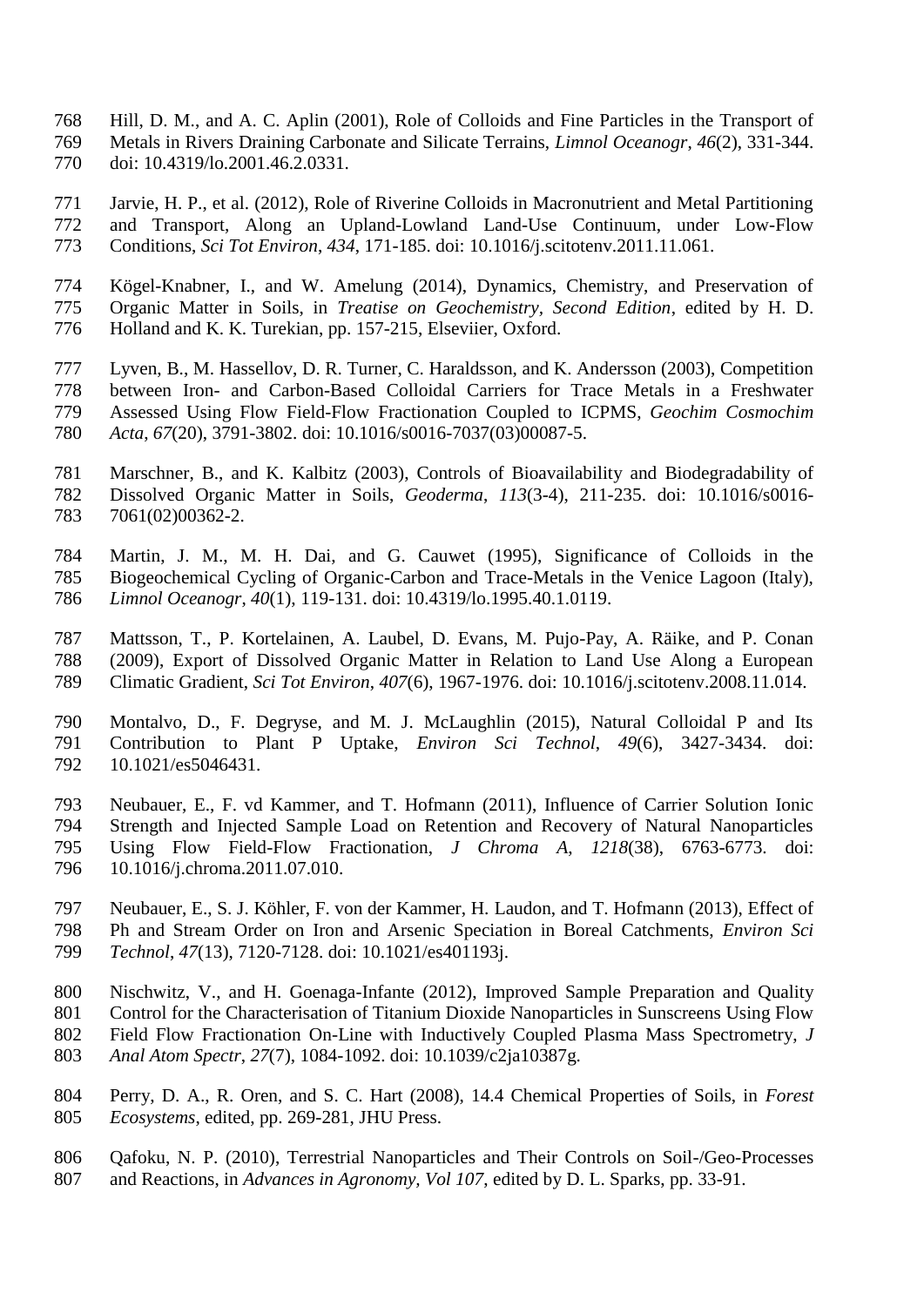Hill, D. M., and A. C. Aplin (2001), Role of Colloids and Fine Particles in the Transport of Metals in Rivers Draining Carbonate and Silicate Terrains, *Limnol Oceanogr*, *46*(2), 331-344. doi: 10.4319/lo.2001.46.2.0331.

Jarvie, H. P., et al. (2012), Role of Riverine Colloids in Macronutrient and Metal Partitioning and Transport, Along an Upland-Lowland Land-Use Continuum, under Low-Flow Conditions, *Sci Tot Environ*, *434*, 171-185. doi: 10.1016/j.scitotenv.2011.11.061.

Kögel-Knabner, I., and W. Amelung (2014), Dynamics, Chemistry, and Preservation of Organic Matter in Soils, in *Treatise on Geochemistry*, *Second Edition*, edited by H. D. Holland and K. K. Turekian, pp. 157-215, Elseviier, Oxford.

Lyven, B., M. Hassellov, D. R. Turner, C. Haraldsson, and K. Andersson (2003), Competition between Iron- and Carbon-Based Colloidal Carriers for Trace Metals in a Freshwater Assessed Using Flow Field-Flow Fractionation Coupled to ICPMS, *Geochim Cosmochim Acta*, *67*(20), 3791-3802. doi: 10.1016/s0016-7037(03)00087-5.

Marschner, B., and K. Kalbitz (2003), Controls of Bioavailability and Biodegradability of Dissolved Organic Matter in Soils, *Geoderma*, *113*(3-4), 211-235. doi: 10.1016/s0016-7061(02)00362-2.

Martin, J. M., M. H. Dai, and G. Cauwet (1995), Significance of Colloids in the Biogeochemical Cycling of Organic-Carbon and Trace-Metals in the Venice Lagoon (Italy), *Limnol Oceanogr*, *40*(1), 119-131. doi: 10.4319/lo.1995.40.1.0119.

Mattsson, T., P. Kortelainen, A. Laubel, D. Evans, M. Pujo-Pay, A. Räike, and P. Conan (2009), Export of Dissolved Organic Matter in Relation to Land Use Along a European Climatic Gradient, *Sci Tot Environ*, *407*(6), 1967-1976. doi: 10.1016/j.scitotenv.2008.11.014.

Montalvo, D., F. Degryse, and M. J. McLaughlin (2015), Natural Colloidal P and Its Contribution to Plant P Uptake, *Environ Sci Technol*, *49*(6), 3427-3434. doi: 10.1021/es5046431.

Neubauer, E., F. vd Kammer, and T. Hofmann (2011), Influence of Carrier Solution Ionic Strength and Injected Sample Load on Retention and Recovery of Natural Nanoparticles Using Flow Field-Flow Fractionation, *J Chroma A*, *1218*(38), 6763-6773. doi: 10.1016/j.chroma.2011.07.010.

Neubauer, E., S. J. Köhler, F. von der Kammer, H. Laudon, and T. Hofmann (2013), Effect of Ph and Stream Order on Iron and Arsenic Speciation in Boreal Catchments, *Environ Sci Technol*, *47*(13), 7120-7128. doi: 10.1021/es401193j.

Nischwitz, V., and H. Goenaga-Infante (2012), Improved Sample Preparation and Quality Control for the Characterisation of Titanium Dioxide Nanoparticles in Sunscreens Using Flow Field Flow Fractionation On-Line with Inductively Coupled Plasma Mass Spectrometry, *J Anal Atom Spectr*, *27*(7), 1084-1092. doi: 10.1039/c2ja10387g.

Perry, D. A., R. Oren, and S. C. Hart (2008), 14.4 Chemical Properties of Soils, in *Forest Ecosystems*, edited, pp. 269-281, JHU Press.

Qafoku, N. P. (2010), Terrestrial Nanoparticles and Their Controls on Soil-/Geo-Processes and Reactions, in *Advances in Agronomy, Vol 107*, edited by D. L. Sparks, pp. 33-91.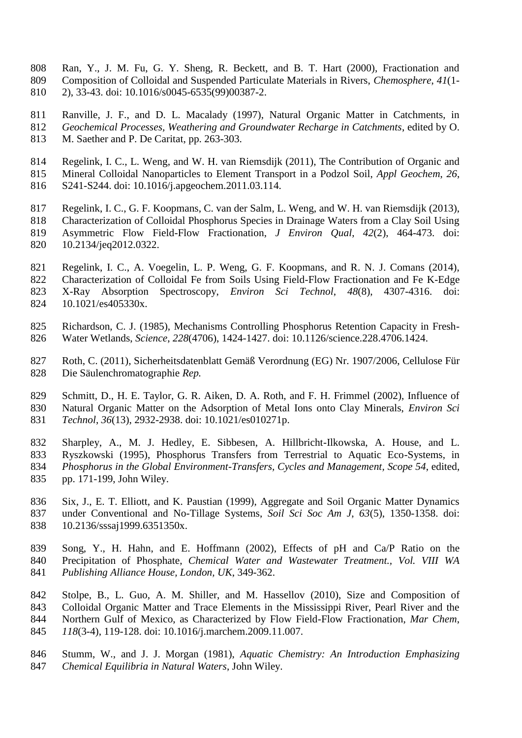Ran, Y., J. M. Fu, G. Y. Sheng, R. Beckett, and B. T. Hart (2000), Fractionation and Composition of Colloidal and Suspended Particulate Materials in Rivers, *Chemosphere*, *41*(1-2), 33-43. doi: 10.1016/s0045-6535(99)00387-2.

Ranville, J. F., and D. L. Macalady (1997), Natural Organic Matter in Catchments, in *Geochemical Processes, Weathering and Groundwater Recharge in Catchments*, edited by O. M. Saether and P. De Caritat, pp. 263-303.

Regelink, I. C., L. Weng, and W. H. van Riemsdijk (2011), The Contribution of Organic and Mineral Colloidal Nanoparticles to Element Transport in a Podzol Soil, *Appl Geochem*, *26*, S241-S244. doi: 10.1016/j.apgeochem.2011.03.114.

Regelink, I. C., G. F. Koopmans, C. van der Salm, L. Weng, and W. H. van Riemsdijk (2013), Characterization of Colloidal Phosphorus Species in Drainage Waters from a Clay Soil Using Asymmetric Flow Field-Flow Fractionation, *J Environ Qual*, *42*(2), 464-473. doi: 10.2134/jeq2012.0322.

Regelink, I. C., A. Voegelin, L. P. Weng, G. F. Koopmans, and R. N. J. Comans (2014), Characterization of Colloidal Fe from Soils Using Field-Flow Fractionation and Fe K-Edge X-Ray Absorption Spectroscopy, *Environ Sci Technol*, *48*(8), 4307-4316. doi: 10.1021/es405330x.

Richardson, C. J. (1985), Mechanisms Controlling Phosphorus Retention Capacity in Fresh-Water Wetlands, *Science*, *228*(4706), 1424-1427. doi: 10.1126/science.228.4706.1424.

Roth, C. (2011), Sicherheitsdatenblatt Gemäß Verordnung (EG) Nr. 1907/2006, Cellulose Für Die Säulenchromatographie *Rep.*

Schmitt, D., H. E. Taylor, G. R. Aiken, D. A. Roth, and F. H. Frimmel (2002), Influence of Natural Organic Matter on the Adsorption of Metal Ions onto Clay Minerals, *Environ Sci Technol*, *36*(13), 2932-2938. doi: 10.1021/es010271p.

Sharpley, A., M. J. Hedley, E. Sibbesen, A. Hillbricht-Ilkowska, A. House, and L. Ryszkowski (1995), Phosphorus Transfers from Terrestrial to Aquatic Eco-Systems, in *Phosphorus in the Global Environment-Transfers, Cycles and Management, Scope 54*, edited, pp. 171-199, John Wiley.

Six, J., E. T. Elliott, and K. Paustian (1999), Aggregate and Soil Organic Matter Dynamics under Conventional and No-Tillage Systems, *Soil Sci Soc Am J*, *63*(5), 1350-1358. doi: 10.2136/sssaj1999.6351350x.

Song, Y., H. Hahn, and E. Hoffmann (2002), Effects of pH and Ca/P Ratio on the Precipitation of Phosphate, *Chemical Water and Wastewater Treatment., Vol. VIII WA Publishing Alliance House, London, UK*, 349-362.

Stolpe, B., L. Guo, A. M. Shiller, and M. Hassellov (2010), Size and Composition of Colloidal Organic Matter and Trace Elements in the Mississippi River, Pearl River and the Northern Gulf of Mexico, as Characterized by Flow Field-Flow Fractionation, *Mar Chem*, *118*(3-4), 119-128. doi: 10.1016/j.marchem.2009.11.007.

Stumm, W., and J. J. Morgan (1981), *Aquatic Chemistry: An Introduction Emphasizing Chemical Equilibria in Natural Waters*, John Wiley.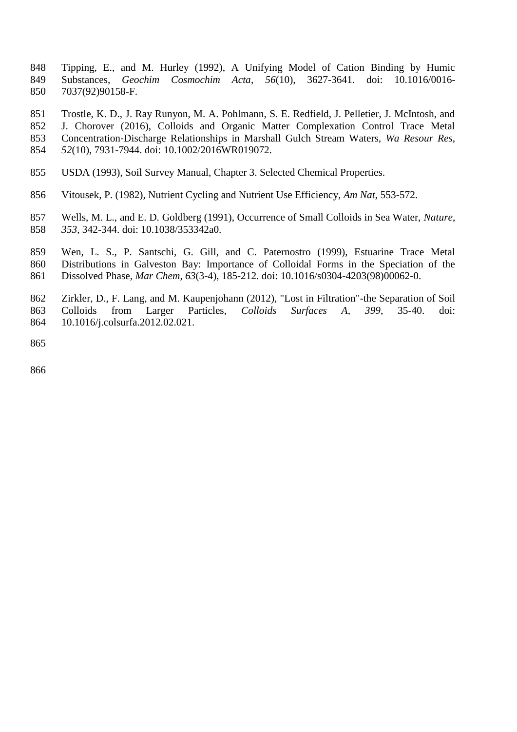Tipping, E., and M. Hurley (1992), A Unifying Model of Cation Binding by Humic Substances, *Geochim Cosmochim Acta*, *56*(10), 3627-3641. doi: 10.1016/0016-7037(92)90158-F.

Trostle, K. D., J. Ray Runyon, M. A. Pohlmann, S. E. Redfield, J. Pelletier, J. McIntosh, and J. Chorover (2016), Colloids and Organic Matter Complexation Control Trace Metal Concentration-Discharge Relationships in Marshall Gulch Stream Waters, *Wa Resour Res*, *52*(10), 7931-7944. doi: 10.1002/2016WR019072.

USDA (1993), Soil Survey Manual, Chapter 3. Selected Chemical Properties.

Vitousek, P. (1982), Nutrient Cycling and Nutrient Use Efficiency, *Am Nat*, 553-572.

Wells, M. L., and E. D. Goldberg (1991), Occurrence of Small Colloids in Sea Water, *Nature*, *353*, 342-344. doi: 10.1038/353342a0.

Wen, L. S., P. Santschi, G. Gill, and C. Paternostro (1999), Estuarine Trace Metal Distributions in Galveston Bay: Importance of Colloidal Forms in the Speciation of the Dissolved Phase, *Mar Chem*, *63*(3-4), 185-212. doi: 10.1016/s0304-4203(98)00062-0.

Zirkler, D., F. Lang, and M. Kaupenjohann (2012), "Lost in Filtration"-the Separation of Soil Colloids from Larger Particles, *Colloids Surfaces A*, *399*, 35-40. doi: 10.1016/j.colsurfa.2012.02.021.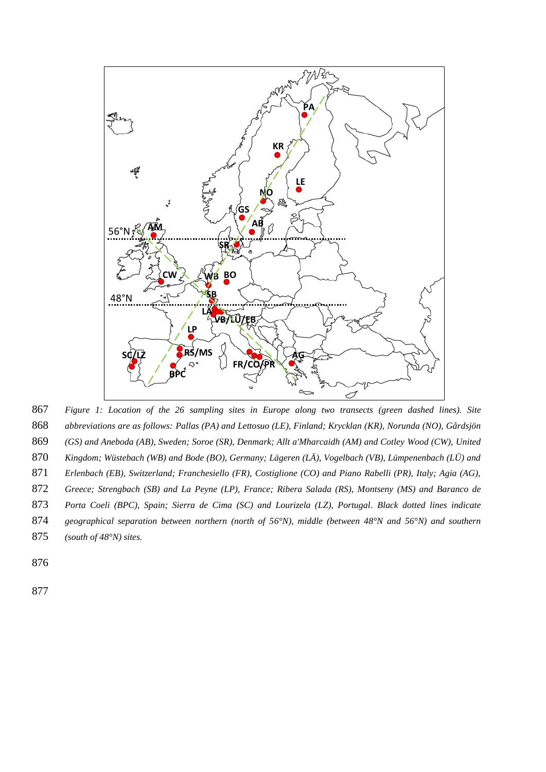*Figure 1: Location of the 26 sampling sites in Europe along two transects (green dashed lines). Site abbreviations are as follows: Pallas (PA) and Lettosuo (LE), Finland; Krycklan (KR), Norunda (NO), Gårdsjön (GS) and Aneboda (AB), Sweden; Soroe (SR), Denmark; Allt a'Mharcaidh (AM) and Cotley Wood (CW), United Kingdom; Wüstebach (WB) and Bode (BO), Germany; Lägeren (LÄ), Vogelbach (VB), Lümpenenbach (LÜ) and Erlenbach (EB), Switzerland; Franchesiello (FR), Costiglione (CO) and Piano Rabelli (PR), Italy; Agia (AG), Greece; Strengbach (SB) and La Peyne (LP), France; Ribera Salada (RS), Montseny (MS) and Baranco de Porta Coeli (BPC), Spain; Sierra de Cima (SC) and Lourizela (LZ), Portugal. Black dotted lines indicate geographical separation between northern (north of 56°N), middle (between 48°N and 56°N) and southern (south of 48°N) sites.*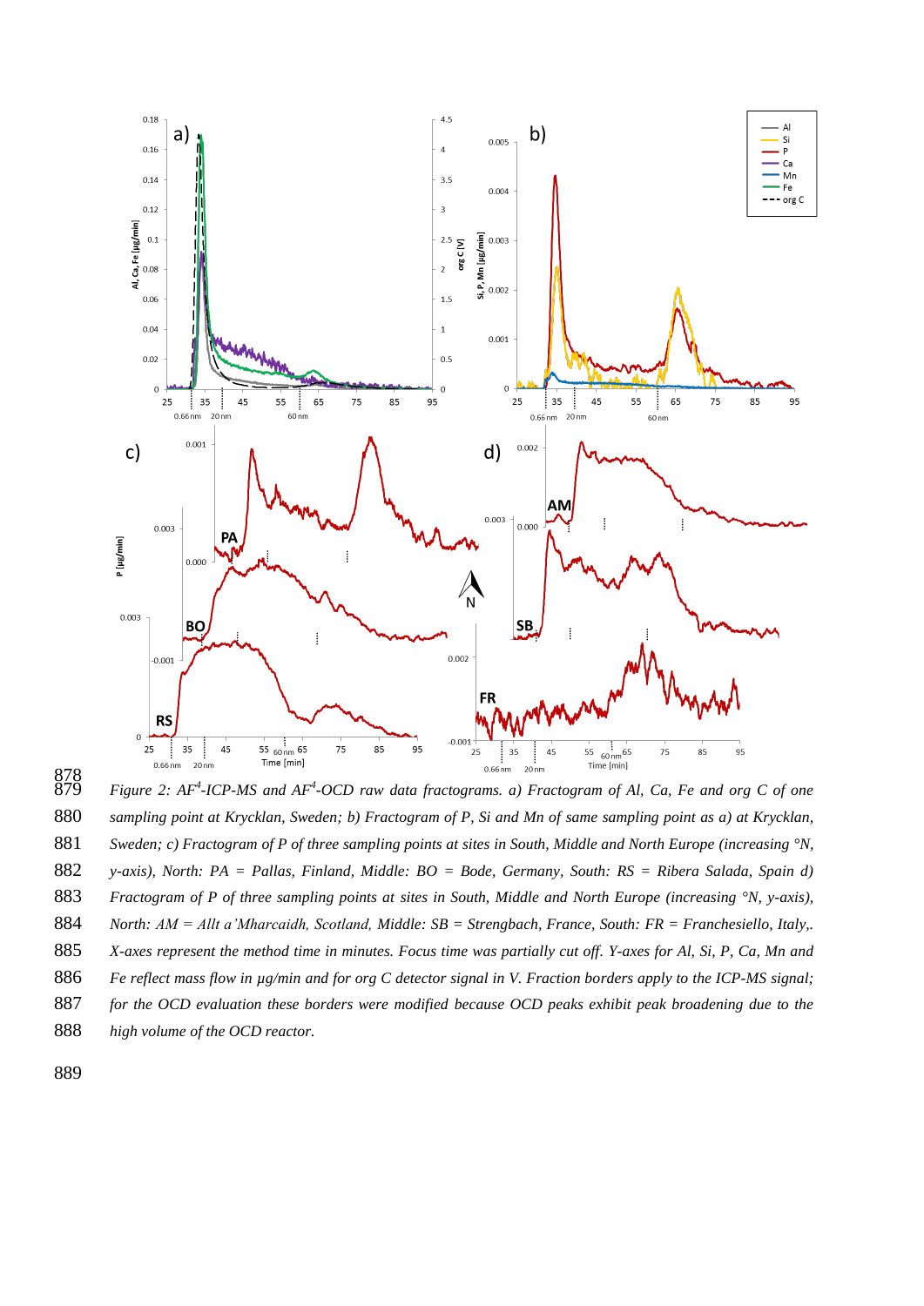*Figure 2: AF[4]-ICP-MS and AF[4]-OCD raw data fractograms. a) Fractogram of Al, Ca, Fe and org C of one sampling point at Krycklan, Sweden; b) Fractogram of P, Si and Mn of same sampling point as a) at Krycklan, Sweden; c) Fractogram of P of three sampling points at sites in South, Middle and North Europe (increasing °N, y-axis), North: PA = Pallas, Finland, Middle: BO = Bode, Germany, South: RS = Ribera Salada, Spain d) Fractogram of P of three sampling points at sites in South, Middle and North Europe (increasing °N, y-axis), North: AM = Allt a'Mharcaidh, Scotland, Middle: SB = Strengbach, France, South: FR = Franchesiello, Italy,. X-axes represent the method time in minutes. Focus time was partially cut off. Y-axes for Al, Si, P, Ca, Mn and Fe reflect mass flow in µg/min and for org C detector signal in V. Fraction borders apply to the ICP-MS signal; for the OCD evaluation these borders were modified because OCD peaks exhibit peak broadening due to the high volume of the OCD reactor.*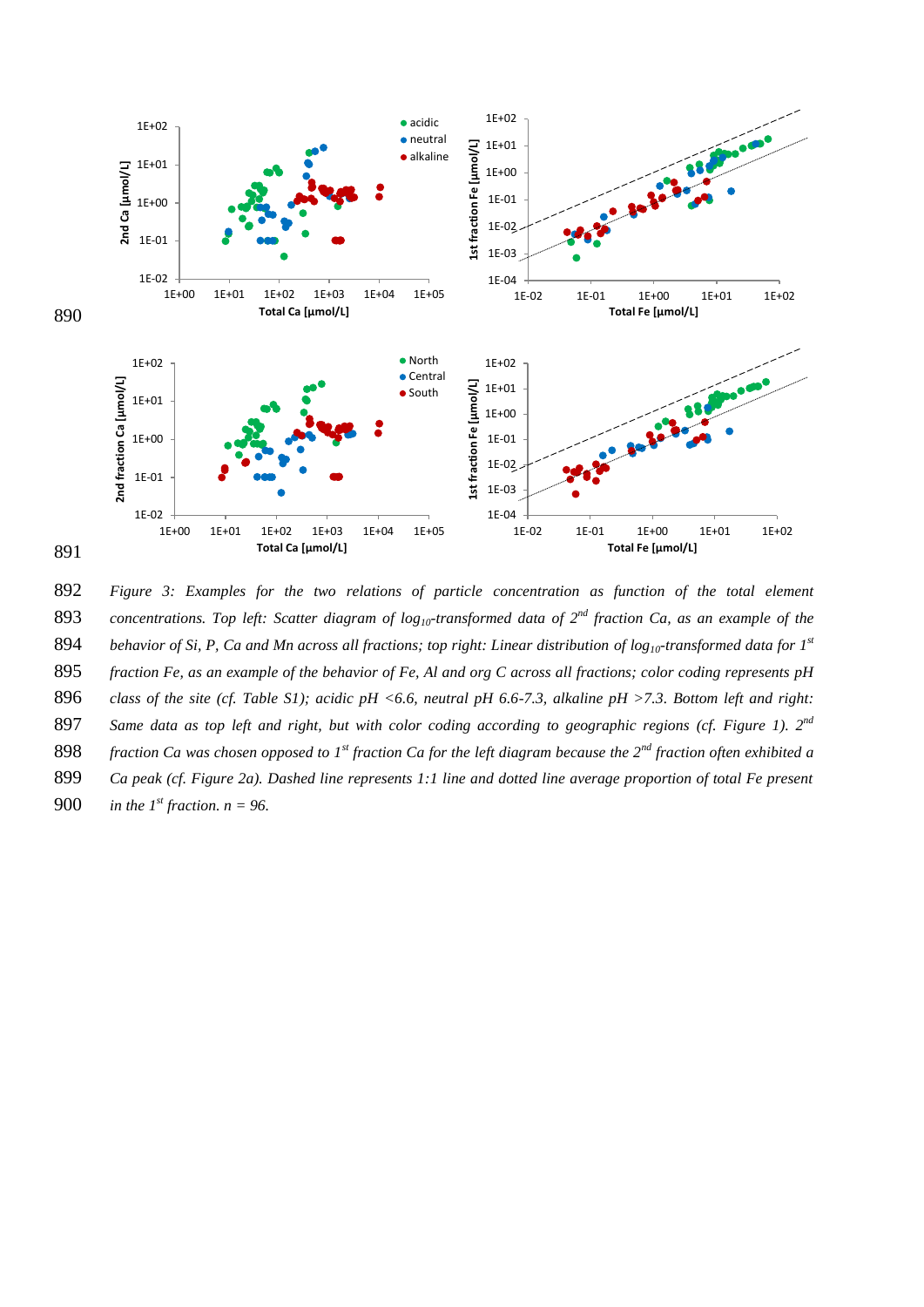*Figure 3: Examples for the two relations of particle concentration as function of the total element concentrations. Top left: Scatter diagram of $log_{10}$-transformed data of $2^{nd}$ fraction Ca, as an example of the behavior of Si, P, Ca and Mn across all fractions; top right: Linear distribution of $log_{10}$-transformed data for $1^{st}$ fraction Fe, as an example of the behavior of Fe, Al and org C across all fractions; color coding represents pH class of the site (cf. Table S1); acidic pH <6.6, neutral pH 6.6-7.3, alkaline pH >7.3. Bottom left and right: Same data as top left and right, but with color coding according to geographic regions (cf. Figure 1). $2^{nd}$ fraction Ca was chosen opposed to $1^{st}$ fraction Ca for the left diagram because the $2^{nd}$ fraction often exhibited a Ca peak (cf. Figure 2a). Dashed line represents 1:1 line and dotted line average proportion of total Fe present in the $1^{st}$ fraction. n = 96.*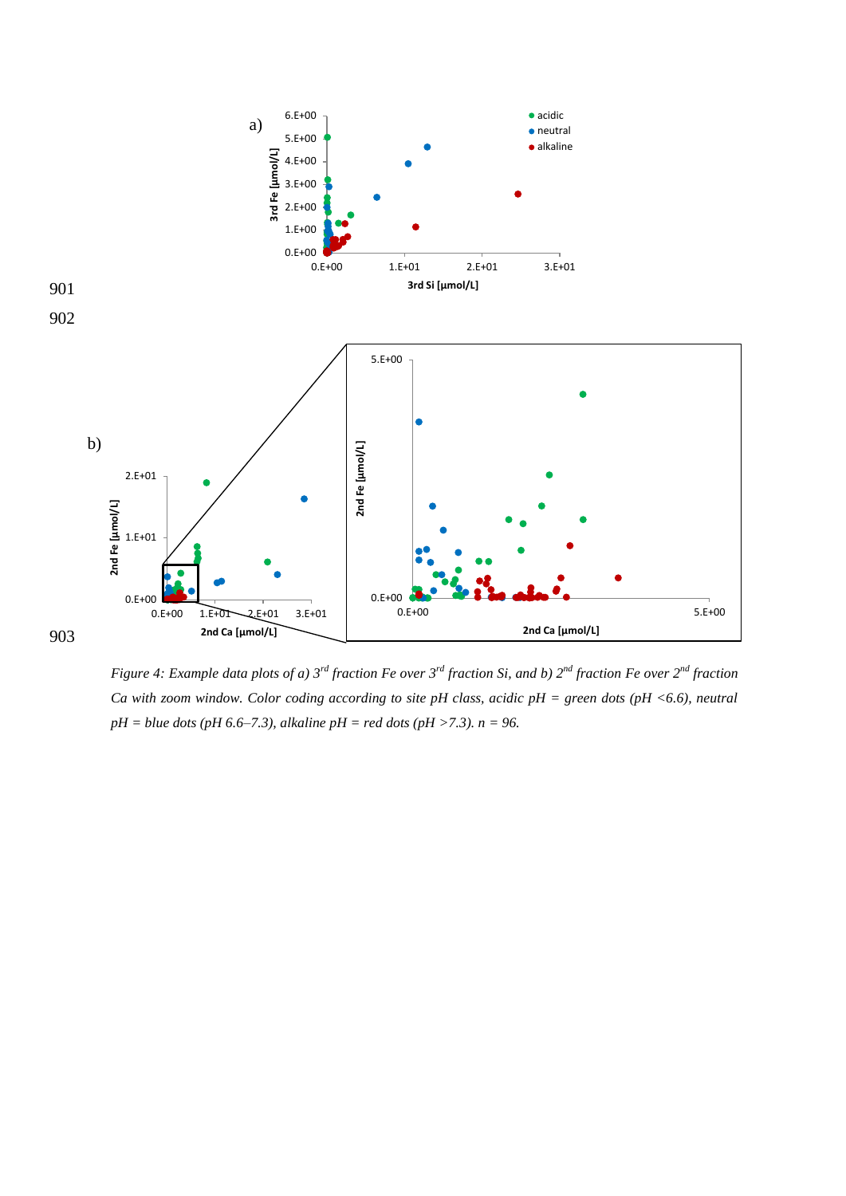*Figure 4: Example data plots of a) 3rd fraction Fe over 3rd fraction Si, and b) 2nd fraction Fe over 2nd fraction Ca with zoom window. Color coding according to site pH class, acidic pH = green dots (pH <6.6), neutral pH = blue dots (pH 6.6–7.3), alkaline pH = red dots (pH >7.3). n = 96.*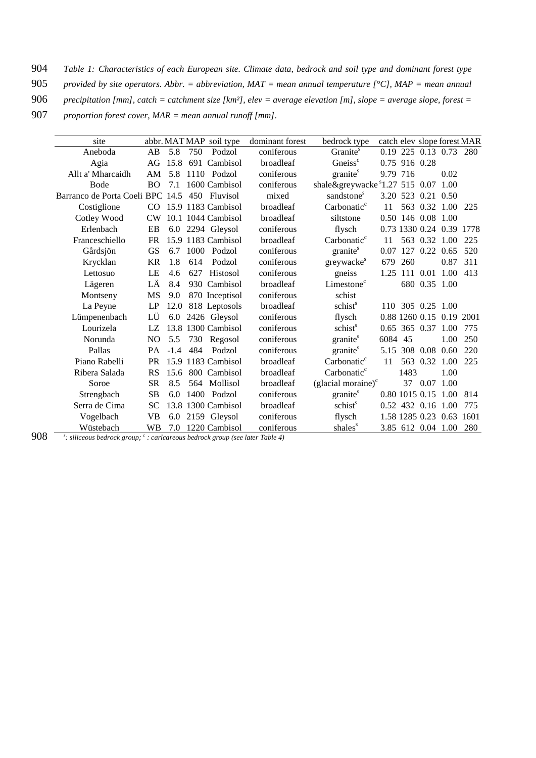*Table 1: Characteristics of each European site. Climate data, bedrock and soil type and dominant forest type provided by site operators. Abbr. = abbreviation, MAT = mean annual temperature [°C], MAP = mean annual precipitation [mm], catch = catchment size [km²], elev = average elevation [m], slope = average slope, forest = proportion forest cover, MAR = mean annual runoff [mm].*

| site | abbr. | MAT | MAP | soil type | dominant forest | bedrock type | catch | elev | slope | forest | MAR |
|---|---|---|---|---|---|---|---|---|---|---|---|
| Aneboda | AB | 5.8 | 750 | Podzol | coniferous | Granite[s] | 0.19 | 225 | 0.13 | 0.73 | 280 |
| Agia | AG | 15.8 | 691 | Cambisol | broadleaf | Gneiss[c] | 0.75 | 916 | 0.28 | | |
| Allt a' Mharcaidh | AM | 5.8 | 1110 | Podzol | coniferous | granite[s] | 9.79 | 716 | | 0.02 | |
| Bode | BO | 7.1 | 1600 | Cambisol | coniferous | shale&greywacke[s] | 1.27 | 515 | 0.07 | 1.00 | |
| Barranco de Porta Coeli | BPC | 14.5 | 450 | Fluvisol | mixed | sandstone[s] | 3.20 | 523 | 0.21 | 0.50 | |
| Costiglione | CO | 15.9 | 1183 | Cambisol | broadleaf | Carbonatic[c] | 11 | 563 | 0.32 | 1.00 | 225 |
| Cotley Wood | CW | 10.1 | 1044 | Cambisol | broadleaf | siltstone | 0.50 | 146 | 0.08 | 1.00 | |
| Erlenbach | EB | 6.0 | 2294 | Gleysol | coniferous | flysch | 0.73 | 1330 | 0.24 | 0.39 | 1778 |
| Franceschiello | FR | 15.9 | 1183 | Cambisol | broadleaf | Carbonatic[c] | 11 | 563 | 0.32 | 1.00 | 225 |
| Gårdsjön | GS | 6.7 | 1000 | Podzol | coniferous | granite[s] | 0.07 | 127 | 0.22 | 0.65 | 520 |
| Krycklan | KR | 1.8 | 614 | Podzol | coniferous | greywacke[s] | 679 | 260 | | 0.87 | 311 |
| Lettosuo | LE | 4.6 | 627 | Histosol | coniferous | gneiss | 1.25 | 111 | 0.01 | 1.00 | 413 |
| Lägeren | LÄ | 8.4 | 930 | Cambisol | broadleaf | Limestone[c] | | 680 | 0.35 | 1.00 | |
| Montseny | MS | 9.0 | 870 | Inceptisol | coniferous | schist | | | | | |
| La Peyne | LP | 12.0 | 818 | Leptosols | broadleaf | schist[s] | 110 | 305 | 0.25 | 1.00 | |
| Lümpenenbach | LÜ | 6.0 | 2426 | Gleysol | coniferous | flysch | 0.88 | 1260 | 0.15 | 0.19 | 2001 |
| Lourizela | LZ | 13.8 | 1300 | Cambisol | coniferous | schist[s] | 0.65 | 365 | 0.37 | 1.00 | 775 |
| Norunda | NO | 5.5 | 730 | Regosol | coniferous | granite[s] | 6084 | 45 | | 1.00 | 250 |
| Pallas | PA | -1.4 | 484 | Podzol | coniferous | granite[s] | 5.15 | 308 | 0.08 | 0.60 | 220 |
| Piano Rabelli | PR | 15.9 | 1183 | Cambisol | broadleaf | Carbonatic[c] | 11 | 563 | 0.32 | 1.00 | 225 |
| Ribera Salada | RS | 15.6 | 800 | Cambisol | broadleaf | Carbonatic[c] | | 1483 | | 1.00 | |
| Soroe | SR | 8.5 | 564 | Mollisol | broadleaf | (glacial moraine)[c] | | 37 | 0.07 | 1.00 | |
| Strengbach | SB | 6.0 | 1400 | Podzol | coniferous | granite[s] | 0.80 | 1015 | 0.15 | 1.00 | 814 |
| Serra de Cima | SC | 13.8 | 1300 | Cambisol | broadleaf | schist[s] | 0.52 | 432 | 0.16 | 1.00 | 775 |
| Vogelbach | VB | 6.0 | 2159 | Gleysol | coniferous | flysch | 1.58 | 1285 | 0.23 | 0.63 | 1601 |
| Wüstebach | WB | 7.0 | 1220 | Cambisol | coniferous | shales[s] | 3.85 | 612 | 0.04 | 1.00 | 280 |

*[s]: siliceous bedrock group; [c] : carlcareous bedrock group (see later Table 4)*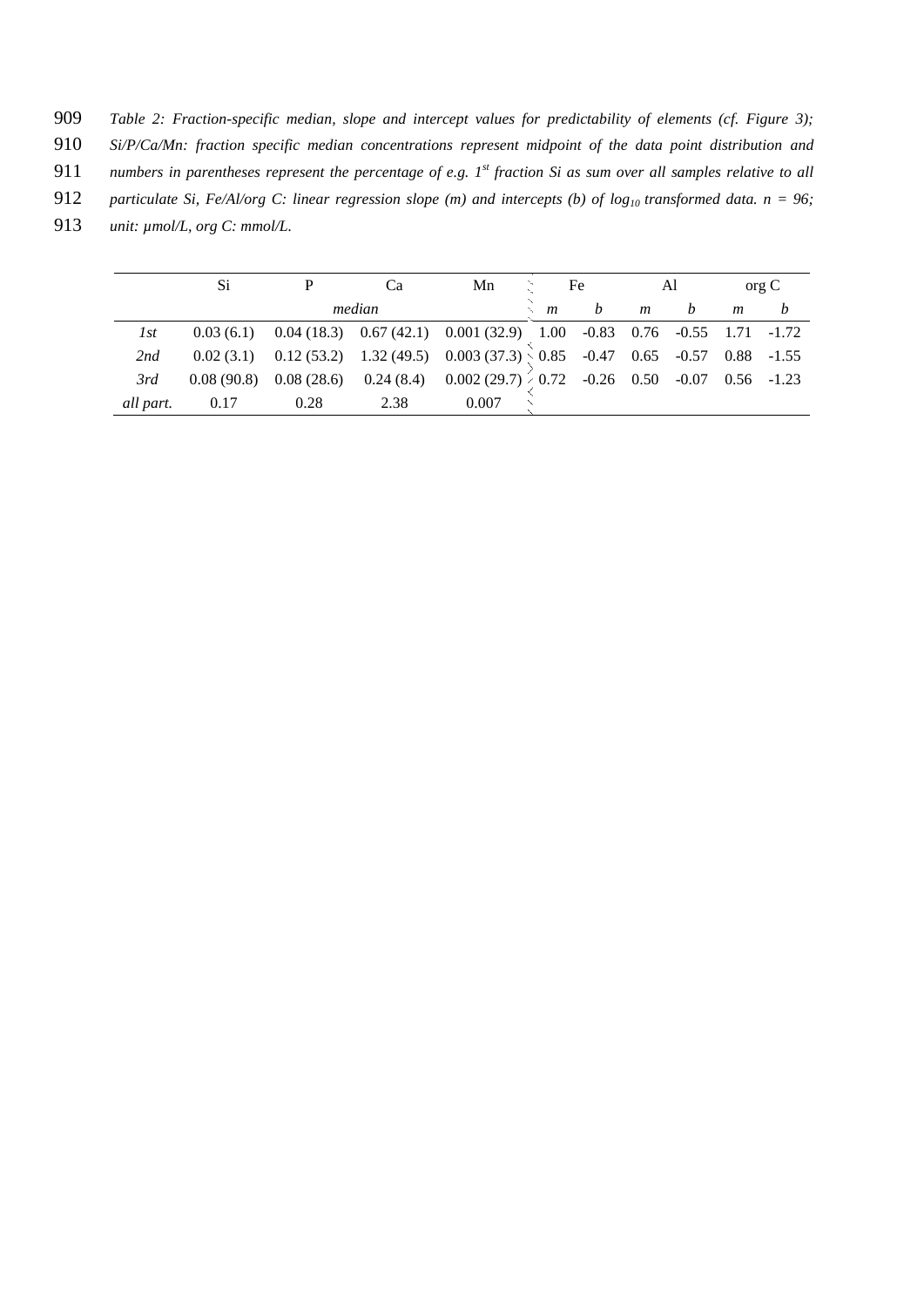*Table 2: Fraction-specific median, slope and intercept values for predictability of elements (cf. Figure 3); Si/P/Ca/Mn: fraction specific median concentrations represent midpoint of the data point distribution and numbers in parentheses represent the percentage of e.g. 1[st] fraction Si as sum over all samples relative to all particulate Si, Fe/Al/org C: linear regression slope (m) and intercepts (b) of $log_{10}$ transformed data. n = 96; unit: µmol/L, org C: mmol/L.*

| | Si | P | Ca | Mn | Fe | | Al | | org C | |
|---|---|---|---|---|---|---|---|---|---|---|
| | *median* | | | | *m* | *b* | *m* | *b* | *m* | *b* |
| *1st* | 0.03 (6.1) | 0.04 (18.3) | 0.67 (42.1) | 0.001 (32.9) | 1.00 | -0.83 | 0.76 | -0.55 | 1.71 | -1.72 |
| *2nd* | 0.02 (3.1) | 0.12 (53.2) | 1.32 (49.5) | 0.003 (37.3) | 0.85 | -0.47 | 0.65 | -0.57 | 0.88 | -1.55 |
| *3rd* | 0.08 (90.8) | 0.08 (28.6) | 0.24 (8.4) | 0.002 (29.7) | 0.72 | -0.26 | 0.50 | -0.07 | 0.56 | -1.23 |
| *all part.* | 0.17 | 0.28 | 2.38 | 0.007 | | | | | | |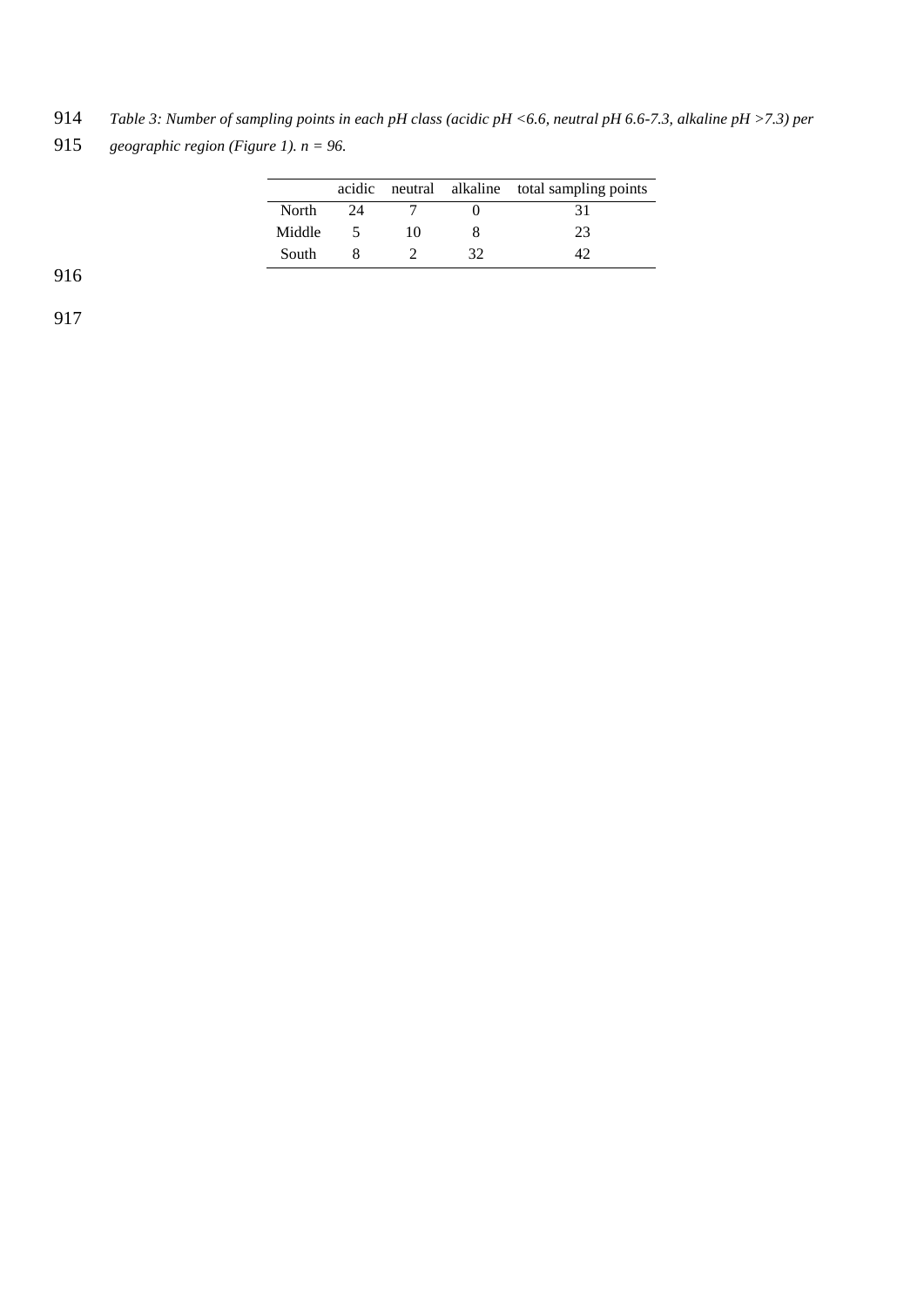*Table 3: Number of sampling points in each pH class (acidic pH <6.6, neutral pH 6.6-7.3, alkaline pH >7.3) per geographic region (Figure 1). n = 96.*

| | acidic | neutral | alkaline | total sampling points |
|---|---|---|---|---|
| North | 24 | 7 | 0 | 31 |
| Middle | 5 | 10 | 8 | 23 |
| South | 8 | 2 | 32 | 42 |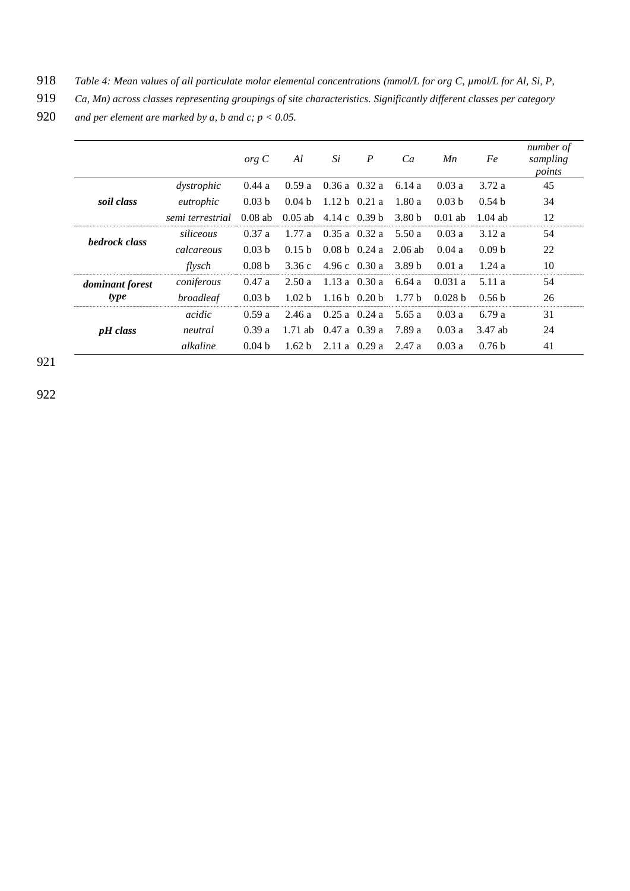*Table 4: Mean values of all particulate molar elemental concentrations (mmol/L for org C, µmol/L for Al, Si, P, Ca, Mn) across classes representing groupings of site characteristics. Significantly different classes per category and per element are marked by a, b and c; $p < 0.05$.*

| | | *org C* | *Al* | *Si* | *P* | *Ca* | *Mn* | *Fe* | *number of sampling points* |
|---|---|---|---|---|---|---|---|---|---|
| ***soil class*** | *dystrophic* | 0.44 a | 0.59 a | 0.36 a | 0.32 a | 6.14 a | 0.03 a | 3.72 a | 45 |
| | *eutrophic* | 0.03 b | 0.04 b | 1.12 b | 0.21 a | 1.80 a | 0.03 b | 0.54 b | 34 |
| | *semi terrestrial* | 0.08 ab | 0.05 ab | 4.14 c | 0.39 b | 3.80 b | 0.01 ab | 1.04 ab | 12 |
| ***bedrock class*** | *siliceous* | 0.37 a | 1.77 a | 0.35 a | 0.32 a | 5.50 a | 0.03 a | 3.12 a | 54 |
| | *calcareous* | 0.03 b | 0.15 b | 0.08 b | 0.24 a | 2.06 ab | 0.04 a | 0.09 b | 22 |
| | *flysch* | 0.08 b | 3.36 c | 4.96 c | 0.30 a | 3.89 b | 0.01 a | 1.24 a | 10 |
| ***dominant forest type*** | *coniferous* | 0.47 a | 2.50 a | 1.13 a | 0.30 a | 6.64 a | 0.031 a | 5.11 a | 54 |
| | *broadleaf* | 0.03 b | 1.02 b | 1.16 b | 0.20 b | 1.77 b | 0.028 b | 0.56 b | 26 |
| ***pH class*** | *acidic* | 0.59 a | 2.46 a | 0.25 a | 0.24 a | 5.65 a | 0.03 a | 6.79 a | 31 |
| | *neutral* | 0.39 a | 1.71 ab | 0.47 a | 0.39 a | 7.89 a | 0.03 a | 3.47 ab | 24 |
| | *alkaline* | 0.04 b | 1.62 b | 2.11 a | 0.29 a | 2.47 a | 0.03 a | 0.76 b | 41 |